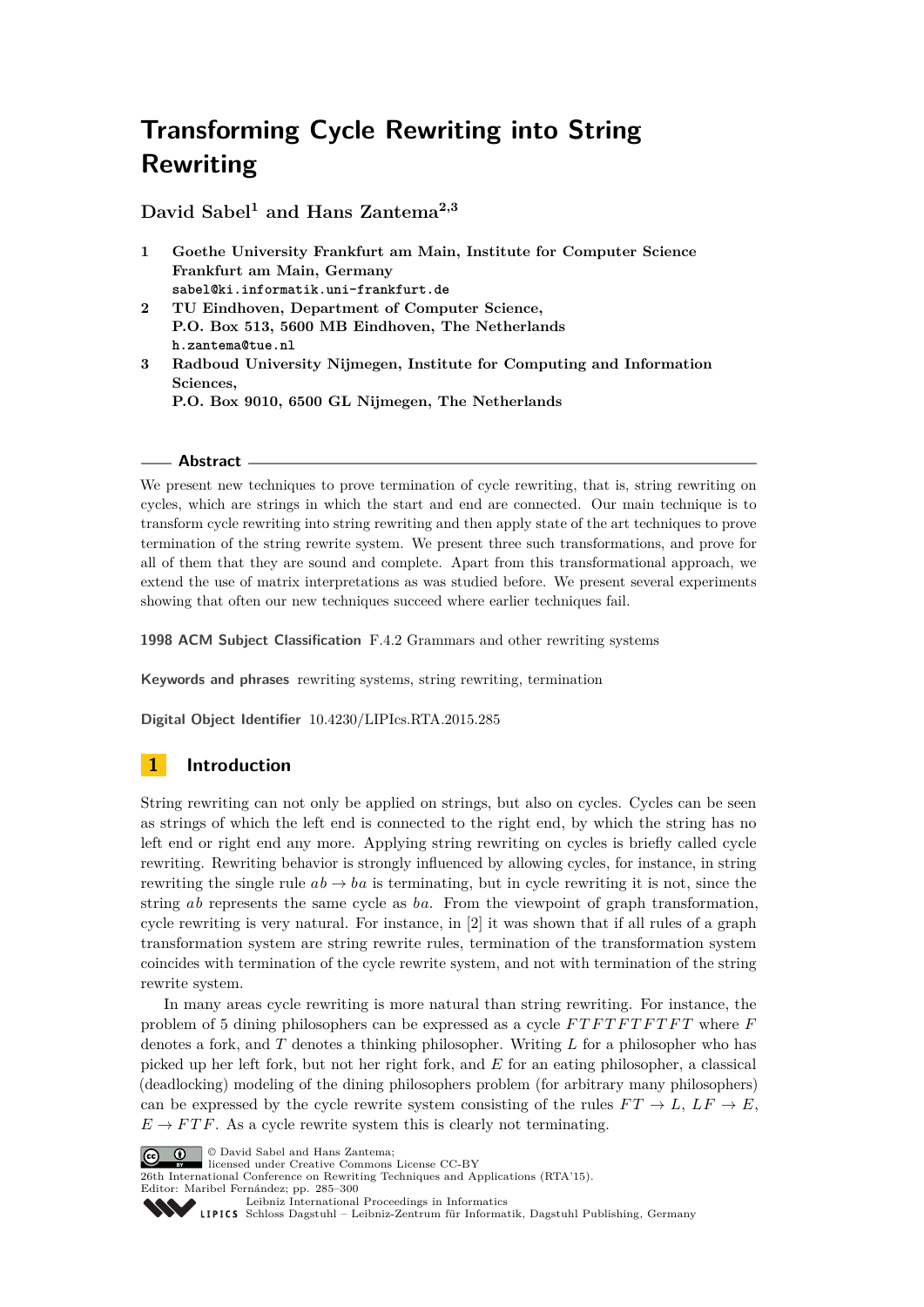# Transforming Cycle Rewriting into String Rewriting

**David Sabel[1] and Hans Zantema[2,3]**

1. **Goethe University Frankfurt am Main, Institute for Computer Science Frankfurt am Main, Germany**
   `sabel@ki.informatik.uni-frankfurt.de`
2. **TU Eindhoven, Department of Computer Science, P.O. Box 513, 5600 MB Eindhoven, The Netherlands**
   `h.zantema@tue.nl`
3. **Radboud University Nijmegen, Institute for Computing and Information Sciences, P.O. Box 9010, 6500 GL Nijmegen, The Netherlands**

## Abstract

We present new techniques to prove termination of cycle rewriting, that is, string rewriting on cycles, which are strings in which the start and end are connected. Our main technique is to transform cycle rewriting into string rewriting and then apply state of the art techniques to prove termination of the string rewrite system. We present three such transformations, and prove for all of them that they are sound and complete. Apart from this transformational approach, we extend the use of matrix interpretations as was studied before. We present several experiments showing that often our new techniques succeed where earlier techniques fail.

**1998 ACM Subject Classification** F.4.2 Grammars and other rewriting systems

**Keywords and phrases** rewriting systems, string rewriting, termination

**Digital Object Identifier** 10.4230/LIPIcs.RTA.2015.285

## 1 Introduction

String rewriting can not only be applied on strings, but also on cycles. Cycles can be seen as strings of which the left end is connected to the right end, by which the string has no left end or right end any more. Applying string rewriting on cycles is briefly called cycle rewriting. Rewriting behavior is strongly influenced by allowing cycles, for instance, in string rewriting the single rule $ab \to ba$ is terminating, but in cycle rewriting it is not, since the string $ab$ represents the same cycle as $ba$. From the viewpoint of graph transformation, cycle rewriting is very natural. For instance, in [2] it was shown that if all rules of a graph transformation system are string rewrite rules, termination of the transformation system coincides with termination of the cycle rewrite system, and not with termination of the string rewrite system.

In many areas cycle rewriting is more natural than string rewriting. For instance, the problem of 5 dining philosophers can be expressed as a cycle $FTFTFTFTFT$ where $F$ denotes a fork, and $T$ denotes a thinking philosopher. Writing $L$ for a philosopher who has picked up her left fork, but not her right fork, and $E$ for an eating philosopher, a classical (deadlocking) modeling of the dining philosophers problem (for arbitrary many philosophers) can be expressed by the cycle rewrite system consisting of the rules $FT \to L$, $LF \to E$, $E \to FTF$. As a cycle rewrite system this is clearly not terminating.

© David Sabel and Hans Zantema;
licensed under Creative Commons License CC-BY
26th International Conference on Rewriting Techniques and Applications (RTA'15).
Editor: Maribel Fernández; pp. 285–300
Leibniz International Proceedings in Informatics
Schloss Dagstuhl – Leibniz-Zentrum für Informatik, Dagstuhl Publishing, Germany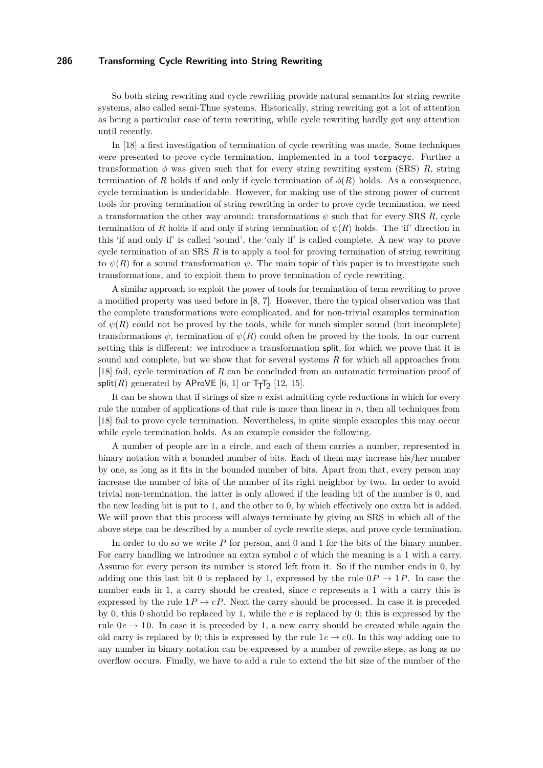So both string rewriting and cycle rewriting provide natural semantics for string rewrite systems, also called semi-Thue systems. Historically, string rewriting got a lot of attention as being a particular case of term rewriting, while cycle rewriting hardly got any attention until recently.

In [18] a first investigation of termination of cycle rewriting was made. Some techniques were presented to prove cycle termination, implemented in a tool `torpacyc`. Further a transformation $\phi$ was given such that for every string rewriting system (SRS) $R$, string termination of $R$ holds if and only if cycle termination of $\phi(R)$ holds. As a consequence, cycle termination is undecidable. However, for making use of the strong power of current tools for proving termination of string rewriting in order to prove cycle termination, we need a transformation the other way around: transformations $\psi$ such that for every SRS $R$, cycle termination of $R$ holds if and only if string termination of $\psi(R)$ holds. The 'if' direction in this 'if and only if' is called 'sound', the 'only if' is called complete. A new way to prove cycle termination of an SRS $R$ is to apply a tool for proving termination of string rewriting to $\psi(R)$ for a sound transformation $\psi$. The main topic of this paper is to investigate such transformations, and to exploit them to prove termination of cycle rewriting.

A similar approach to exploit the power of tools for termination of term rewriting to prove a modified property was used before in [8, 7]. However, there the typical observation was that the complete transformations were complicated, and for non-trivial examples termination of $\psi(R)$ could not be proved by the tools, while for much simpler sound (but incomplete) transformations $\psi$, termination of $\psi(R)$ could often be proved by the tools. In our current setting this is different: we introduce a transformation $\mathsf{split}$, for which we prove that it is sound and complete, but we show that for several systems $R$ for which all approaches from [18] fail, cycle termination of $R$ can be concluded from an automatic termination proof of $\mathsf{split}(R)$ generated by AProVE [6, 1] or $\mathsf{T_TT_2}$ [12, 15].

It can be shown that if strings of size $n$ exist admitting cycle reductions in which for every rule the number of applications of that rule is more than linear in $n$, then all techniques from [18] fail to prove cycle termination. Nevertheless, in quite simple examples this may occur while cycle termination holds. As an example consider the following.

A number of people are in a circle, and each of them carries a number, represented in binary notation with a bounded number of bits. Each of them may increase his/her number by one, as long as it fits in the bounded number of bits. Apart from that, every person may increase the number of bits of the number of its right neighbor by two. In order to avoid trivial non-termination, the latter is only allowed if the leading bit of the number is 0, and the new leading bit is put to 1, and the other to 0, by which effectively one extra bit is added. We will prove that this process will always terminate by giving an SRS in which all of the above steps can be described by a number of cycle rewrite steps, and prove cycle termination.

In order to do so we write $P$ for person, and 0 and 1 for the bits of the binary number. For carry handling we introduce an extra symbol $c$ of which the meaning is a 1 with a carry. Assume for every person its number is stored left from it. So if the number ends in 0, by adding one this last bit 0 is replaced by 1, expressed by the rule $0P \to 1P$. In case the number ends in 1, a carry should be created, since $c$ represents a 1 with a carry this is expressed by the rule $1P \to cP$. Next the carry should be processed. In case it is preceded by 0, this 0 should be replaced by 1, while the $c$ is replaced by 0; this is expressed by the rule $0c \to 10$. In case it is preceded by 1, a new carry should be created while again the old carry is replaced by 0; this is expressed by the rule $1c \to c0$. In this way adding one to any number in binary notation can be expressed by a number of rewrite steps, as long as no overflow occurs. Finally, we have to add a rule to extend the bit size of the number of the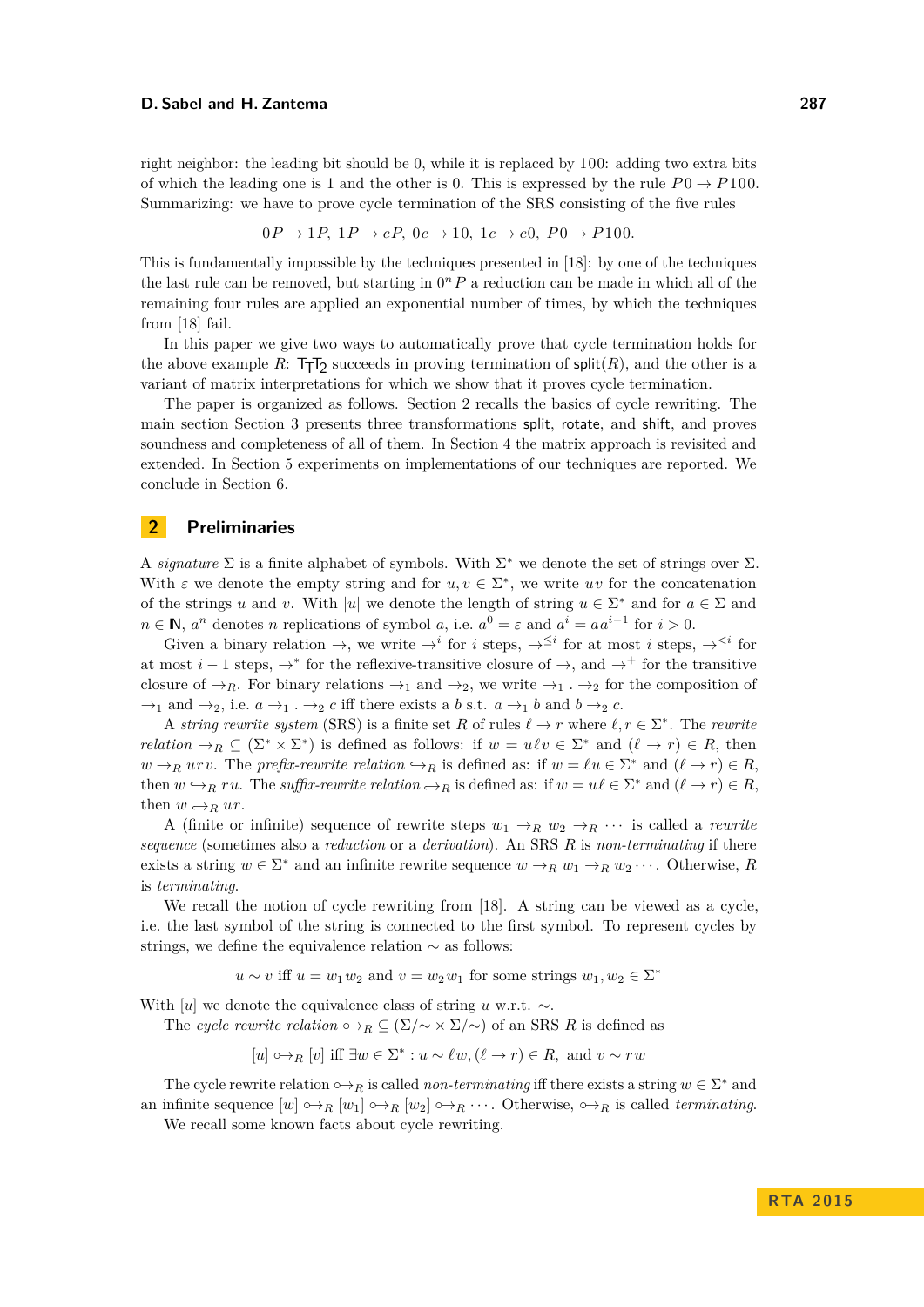right neighbor: the leading bit should be 0, while it is replaced by 100: adding two extra bits of which the leading one is 1 and the other is 0. This is expressed by the rule $P0 \to P100$. Summarizing: we have to prove cycle termination of the SRS consisting of the five rules

$$0P \to 1P,\ 1P \to cP,\ 0c \to 10,\ 1c \to c0,\ P0 \to P100.$$

This is fundamentally impossible by the techniques presented in [18]: by one of the techniques the last rule can be removed, but starting in $0^n P$ a reduction can be made in which all of the remaining four rules are applied an exponential number of times, by which the techniques from [18] fail.

In this paper we give two ways to automatically prove that cycle termination holds for the above example $R$: $\mathsf{T_TT_2}$ succeeds in proving termination of $\mathsf{split}(R)$, and the other is a variant of matrix interpretations for which we show that it proves cycle termination.

The paper is organized as follows. Section 2 recalls the basics of cycle rewriting. The main section Section 3 presents three transformations $\mathsf{split}$, $\mathsf{rotate}$, and $\mathsf{shift}$, and proves soundness and completeness of all of them. In Section 4 the matrix approach is revisited and extended. In Section 5 experiments on implementations of our techniques are reported. We conclude in Section 6.

## 2 Preliminaries

A *signature* $\Sigma$ is a finite alphabet of symbols. With $\Sigma^*$ we denote the set of strings over $\Sigma$. With $\varepsilon$ we denote the empty string and for $u, v \in \Sigma^*$, we write $uv$ for the concatenation of the strings $u$ and $v$. With $|u|$ we denote the length of string $u \in \Sigma^*$ and for $a \in \Sigma$ and $n \in \mathbb{N}$, $a^n$ denotes $n$ replications of symbol $a$, i.e. $a^0 = \varepsilon$ and $a^i = a\,a^{i-1}$ for $i > 0$.

Given a binary relation $\to$, we write $\to^i$ for $i$ steps, $\to^{\leq i}$ for at most $i$ steps, $\to^{<i}$ for at most $i-1$ steps, $\to^*$ for the reflexive-transitive closure of $\to$, and $\to^+$ for the transitive closure of $\to_R$. For binary relations $\to_1$ and $\to_2$, we write $\to_1 . \to_2$ for the composition of $\to_1$ and $\to_2$, i.e. $a \to_1 . \to_2 c$ iff there exists a $b$ s.t. $a \to_1 b$ and $b \to_2 c$.

A *string rewrite system* (SRS) is a finite set $R$ of rules $\ell \to r$ where $\ell, r \in \Sigma^*$. The *rewrite relation* $\to_R \subseteq (\Sigma^* \times \Sigma^*)$ is defined as follows: if $w = u\ell v \in \Sigma^*$ and $(\ell \to r) \in R$, then $w \to_R urv$. The *prefix-rewrite relation* $\hookrightarrow_R$ is defined as: if $w = \ell u \in \Sigma^*$ and $(\ell \to r) \in R$, then $w \hookrightarrow_R ru$. The *suffix-rewrite relation* $\hookleftarrow_R$ is defined as: if $w = u\ell \in \Sigma^*$ and $(\ell \to r) \in R$, then $w \hookleftarrow_R ur$.

A (finite or infinite) sequence of rewrite steps $w_1 \to_R w_2 \to_R \cdots$ is called a *rewrite sequence* (sometimes also a *reduction* or a *derivation*). An SRS $R$ is *non-terminating* if there exists a string $w \in \Sigma^*$ and an infinite rewrite sequence $w \to_R w_1 \to_R w_2 \cdots$. Otherwise, $R$ is *terminating*.

We recall the notion of cycle rewriting from [18]. A string can be viewed as a cycle, i.e. the last symbol of the string is connected to the first symbol. To represent cycles by strings, we define the equivalence relation $\sim$ as follows:

$$u \sim v \text{ iff } u = w_1 w_2 \text{ and } v = w_2 w_1 \text{ for some strings } w_1, w_2 \in \Sigma^*$$

With $[u]$ we denote the equivalence class of string $u$ w.r.t. $\sim$.

The *cycle rewrite relation* $\circ\!\!\to_R \subseteq (\Sigma/\!\sim \times \Sigma/\!\sim)$ of an SRS $R$ is defined as

$$[u] \circ\!\!\to_R [v] \text{ iff } \exists w \in \Sigma^* : u \sim \ell w, (\ell \to r) \in R, \text{ and } v \sim rw$$

The cycle rewrite relation $\circ\!\!\to_R$ is called *non-terminating* iff there exists a string $w \in \Sigma^*$ and an infinite sequence $[w] \circ\!\!\to_R [w_1] \circ\!\!\to_R [w_2] \circ\!\!\to_R \cdots$. Otherwise, $\circ\!\!\to_R$ is called *terminating*.

We recall some known facts about cycle rewriting.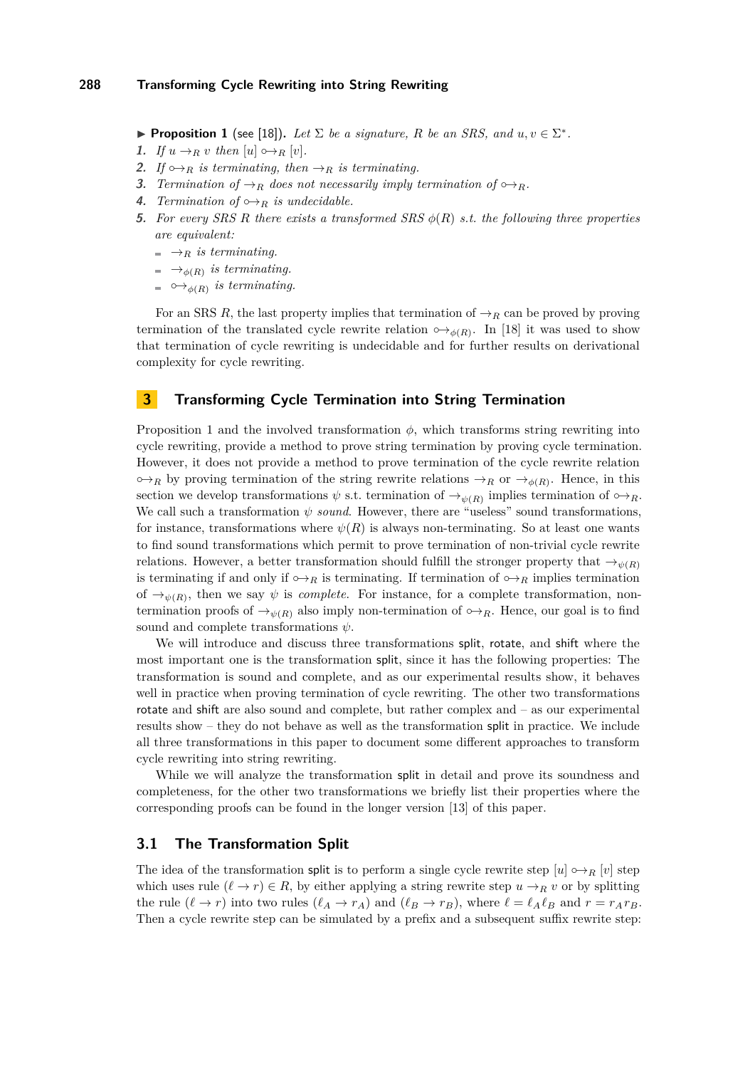▶ **Proposition 1** (see [18])**.** *Let $\Sigma$ be a signature, $R$ be an SRS, and $u, v \in \Sigma^*$.*

1. *If $u \to_R v$ then $[u] \circ\!\!\to_R [v]$.*
2. *If $\circ\!\!\to_R$ is terminating, then $\to_R$ is terminating.*
3. *Termination of $\to_R$ does not necessarily imply termination of $\circ\!\!\to_R$.*
4. *Termination of $\circ\!\!\to_R$ is undecidable.*
5. *For every SRS $R$ there exists a transformed SRS $\phi(R)$ s.t. the following three properties are equivalent:*
   - *$\to_R$ is terminating.*
   - *$\to_{\phi(R)}$ is terminating.*
   - *$\circ\!\!\to_{\phi(R)}$ is terminating.*

For an SRS $R$, the last property implies that termination of $\to_R$ can be proved by proving termination of the translated cycle rewrite relation $\circ\!\!\to_{\phi(R)}$. In [18] it was used to show that termination of cycle rewriting is undecidable and for further results on derivational complexity for cycle rewriting.

## 3 Transforming Cycle Termination into String Termination

Proposition 1 and the involved transformation $\phi$, which transforms string rewriting into cycle rewriting, provide a method to prove string termination by proving cycle termination. However, it does not provide a method to prove termination of the cycle rewrite relation $\circ\!\!\to_R$ by proving termination of the string rewrite relations $\to_R$ or $\to_{\phi(R)}$. Hence, in this section we develop transformations $\psi$ s.t. termination of $\to_{\psi(R)}$ implies termination of $\circ\!\!\to_R$. We call such a transformation $\psi$ *sound*. However, there are "useless" sound transformations, for instance, transformations where $\psi(R)$ is always non-terminating. So at least one wants to find sound transformations which permit to prove termination of non-trivial cycle rewrite relations. However, a better transformation should fulfill the stronger property that $\to_{\psi(R)}$ is terminating if and only if $\circ\!\!\to_R$ is terminating. If termination of $\circ\!\!\to_R$ implies termination of $\to_{\psi(R)}$, then we say $\psi$ is *complete*. For instance, for a complete transformation, non-termination proofs of $\to_{\psi(R)}$ also imply non-termination of $\circ\!\!\to_R$. Hence, our goal is to find sound and complete transformations $\psi$.

We will introduce and discuss three transformations split, rotate, and shift where the most important one is the transformation split, since it has the following properties: The transformation is sound and complete, and as our experimental results show, it behaves well in practice when proving termination of cycle rewriting. The other two transformations rotate and shift are also sound and complete, but rather complex and – as our experimental results show – they do not behave as well as the transformation split in practice. We include all three transformations in this paper to document some different approaches to transform cycle rewriting into string rewriting.

While we will analyze the transformation split in detail and prove its soundness and completeness, for the other two transformations we briefly list their properties where the corresponding proofs can be found in the longer version [13] of this paper.

### 3.1 The Transformation Split

The idea of the transformation split is to perform a single cycle rewrite step $[u] \circ\!\!\to_R [v]$ step which uses rule $(\ell \to r) \in R$, by either applying a string rewrite step $u \to_R v$ or by splitting the rule $(\ell \to r)$ into two rules $(\ell_A \to r_A)$ and $(\ell_B \to r_B)$, where $\ell = \ell_A \ell_B$ and $r = r_A r_B$. Then a cycle rewrite step can be simulated by a prefix and a subsequent suffix rewrite step: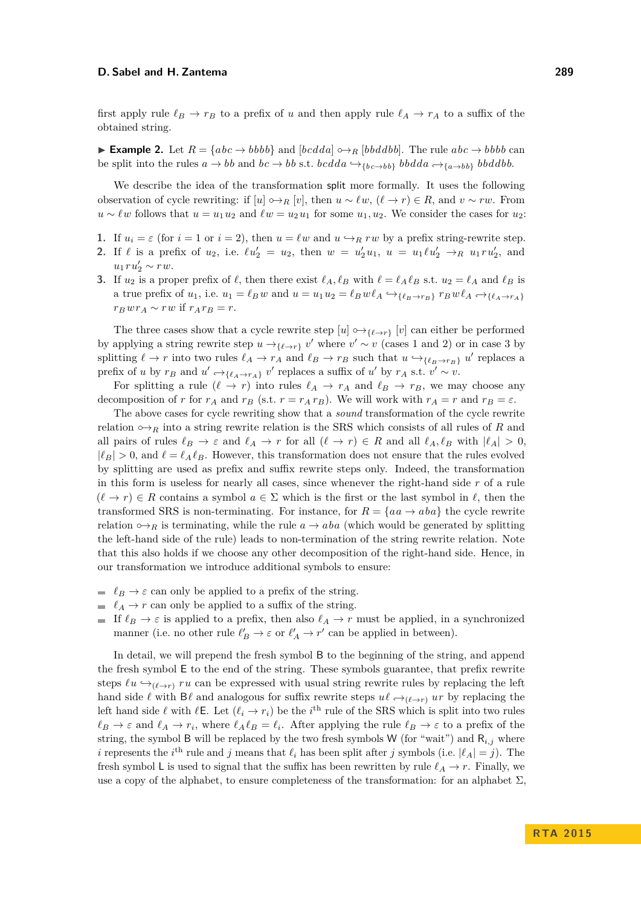first apply rule $\ell_B \to r_B$ to a prefix of $u$ and then apply rule $\ell_A \to r_A$ to a suffix of the obtained string.

▶ **Example 2.** Let $R = \{abc \to bbbb\}$ and $[bcdda] \circ\!\!\to_R [bbddbb]$. The rule $abc \to bbbb$ can be split into the rules $a \to bb$ and $bc \to bb$ s.t. $bcdda \hookrightarrow_{\{bc \to bb\}} bbdda \hookrightarrow_{\{a \to bb\}} bbddbb$.

We describe the idea of the transformation split more formally. It uses the following observation of cycle rewriting: if $[u] \circ\!\!\to_R [v]$, then $u \sim \ell w$, $(\ell \to r) \in R$, and $v \sim rw$. From $u \sim \ell w$ follows that $u = u_1 u_2$ and $\ell w = u_2 u_1$ for some $u_1, u_2$. We consider the cases for $u_2$:

1. If $u_i = \varepsilon$ (for $i = 1$ or $i = 2$), then $u = \ell w$ and $u \hookrightarrow_R rw$ by a prefix string-rewrite step.
2. If $\ell$ is a prefix of $u_2$, i.e. $\ell u_2' = u_2$, then $w = u_2' u_1$, $u = u_1 \ell u_2' \to_R u_1 r u_2'$, and $u_1 r u_2' \sim rw$.
3. If $u_2$ is a proper prefix of $\ell$, then there exist $\ell_A, \ell_B$ with $\ell = \ell_A \ell_B$ s.t. $u_2 = \ell_A$ and $\ell_B$ is a true prefix of $u_1$, i.e. $u_1 = \ell_B w$ and $u = u_1 u_2 = \ell_B w \ell_A \hookrightarrow_{\{\ell_B \to r_B\}} r_B w \ell_A \hookrightarrow_{\{\ell_A \to r_A\}} r_B w r_A \sim rw$ if $r_A r_B = r$.

The three cases show that a cycle rewrite step $[u] \circ\!\!\to_{\{\ell \to r\}} [v]$ can either be performed by applying a string rewrite step $u \to_{\{\ell \to r\}} v'$ where $v' \sim v$ (cases 1 and 2) or in case 3 by splitting $\ell \to r$ into two rules $\ell_A \to r_A$ and $\ell_B \to r_B$ such that $u \hookrightarrow_{\{\ell_B \to r_B\}} u'$ replaces a prefix of $u$ by $r_B$ and $u' \hookrightarrow_{\{\ell_A \to r_A\}} v'$ replaces a suffix of $u'$ by $r_A$ s.t. $v' \sim v$.

For splitting a rule $(\ell \to r)$ into rules $\ell_A \to r_A$ and $\ell_B \to r_B$, we may choose any decomposition of $r$ for $r_A$ and $r_B$ (s.t. $r = r_A r_B$). We will work with $r_A = r$ and $r_B = \varepsilon$.

The above cases for cycle rewriting show that a *sound* transformation of the cycle rewrite relation $\circ\!\!\to_R$ into a string rewrite relation is the SRS which consists of all rules of $R$ and all pairs of rules $\ell_B \to \varepsilon$ and $\ell_A \to r$ for all $(\ell \to r) \in R$ and all $\ell_A, \ell_B$ with $|\ell_A| > 0$, $|\ell_B| > 0$, and $\ell = \ell_A \ell_B$. However, this transformation does not ensure that the rules evolved by splitting are used as prefix and suffix rewrite steps only. Indeed, the transformation in this form is useless for nearly all cases, since whenever the right-hand side $r$ of a rule $(\ell \to r) \in R$ contains a symbol $a \in \Sigma$ which is the first or the last symbol in $\ell$, then the transformed SRS is non-terminating. For instance, for $R = \{aa \to aba\}$ the cycle rewrite relation $\circ\!\!\to_R$ is terminating, while the rule $a \to aba$ (which would be generated by splitting the left-hand side of the rule) leads to non-termination of the string rewrite relation. Note that this also holds if we choose any other decomposition of the right-hand side. Hence, in our transformation we introduce additional symbols to ensure:

- $\ell_B \to \varepsilon$ can only be applied to a prefix of the string.
- $\ell_A \to r$ can only be applied to a suffix of the string.
- If $\ell_B \to \varepsilon$ is applied to a prefix, then also $\ell_A \to r$ must be applied, in a synchronized manner (i.e. no other rule $\ell_B' \to \varepsilon$ or $\ell_A' \to r'$ can be applied in between).

In detail, we will prepend the fresh symbol $\mathsf{B}$ to the beginning of the string, and append the fresh symbol $\mathsf{E}$ to the end of the string. These symbols guarantee, that prefix rewrite steps $\ell u \hookrightarrow_{(\ell \to r)} ru$ can be expressed with usual string rewrite rules by replacing the left hand side $\ell$ with $\mathsf{B}\ell$ and analogous for suffix rewrite steps $u\ell \hookrightarrow_{(\ell \to r)} ur$ by replacing the left hand side $\ell$ with $\ell\mathsf{E}$. Let $(\ell_i \to r_i)$ be the $i^{\text{th}}$ rule of the SRS which is split into two rules $\ell_B \to \varepsilon$ and $\ell_A \to r_i$, where $\ell_A \ell_B = \ell_i$. After applying the rule $\ell_B \to \varepsilon$ to a prefix of the string, the symbol $\mathsf{B}$ will be replaced by the two fresh symbols $\mathsf{W}$ (for "wait") and $\mathsf{R}_{i,j}$ where $i$ represents the $i^{\text{th}}$ rule and $j$ means that $\ell_i$ has been split after $j$ symbols (i.e. $|\ell_A| = j$). The fresh symbol $\mathsf{L}$ is used to signal that the suffix has been rewritten by rule $\ell_A \to r$. Finally, we use a copy of the alphabet, to ensure completeness of the transformation: for an alphabet $\Sigma$,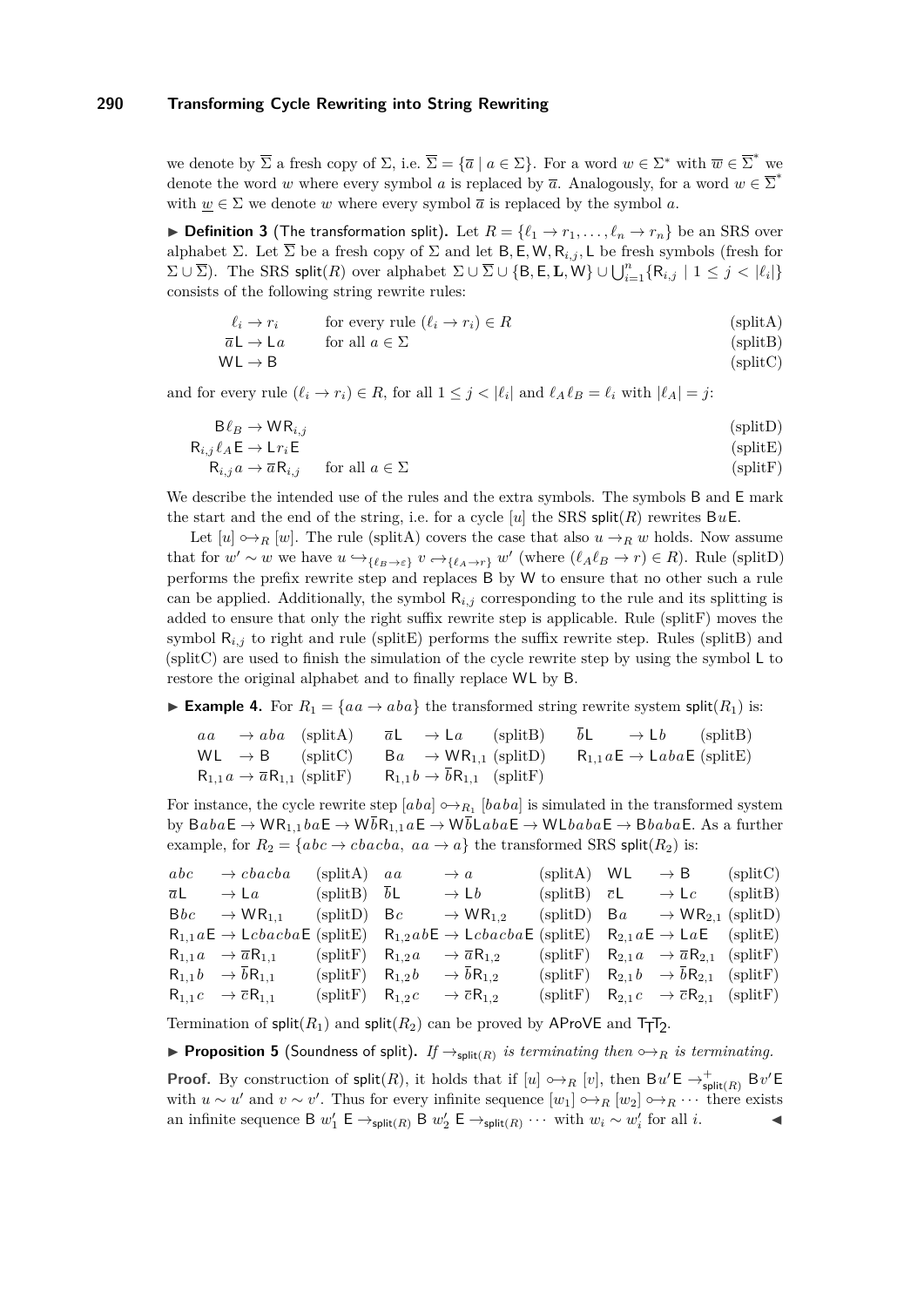we denote by $\overline{\Sigma}$ a fresh copy of $\Sigma$, i.e. $\overline{\Sigma} = \{\overline{a} \mid a \in \Sigma\}$. For a word $w \in \Sigma^*$ with $\overline{w} \in \overline{\Sigma}^*$ we denote the word $w$ where every symbol $a$ is replaced by $\overline{a}$. Analogously, for a word $w \in \overline{\Sigma}^*$ with $\underline{w} \in \Sigma$ we denote $w$ where every symbol $\overline{a}$ is replaced by the symbol $a$.

▶ **Definition 3** (The transformation split). Let $R = \{\ell_1 \to r_1, \ldots, \ell_n \to r_n\}$ be an SRS over alphabet $\Sigma$. Let $\overline{\Sigma}$ be a fresh copy of $\Sigma$ and let $\mathsf{B}, \mathsf{E}, \mathsf{W}, \mathsf{R}_{i,j}, \mathsf{L}$ be fresh symbols (fresh for $\Sigma \cup \overline{\Sigma}$). The SRS $\mathsf{split}(R)$ over alphabet $\Sigma \cup \overline{\Sigma} \cup \{\mathsf{B}, \mathsf{E}, \mathbf{L}, \mathsf{W}\} \cup \bigcup_{i=1}^{n}\{\mathsf{R}_{i,j} \mid 1 \leq j < |\ell_i|\}$ consists of the following string rewrite rules:

$$\ell_i \to r_i \qquad \text{for every rule } (\ell_i \to r_i) \in R \tag{splitA}$$

$$\overline{a}\mathsf{L} \to \mathsf{L}a \qquad \text{for all } a \in \Sigma \tag{splitB}$$

$$\mathsf{WL} \to \mathsf{B} \tag{splitC}$$

and for every rule $(\ell_i \to r_i) \in R$, for all $1 \leq j < |\ell_i|$ and $\ell_A\ell_B = \ell_i$ with $|\ell_A| = j$:

$$\mathsf{B}\ell_B \to \mathsf{W}\mathsf{R}_{i,j} \tag{splitD}$$

$$\mathsf{R}_{i,j}\ell_A\mathsf{E} \to \mathsf{L}r_i\mathsf{E} \tag{splitE}$$

$$\mathsf{R}_{i,j}a \to \overline{a}\mathsf{R}_{i,j} \qquad \text{for all } a \in \Sigma \tag{splitF}$$

We describe the intended use of the rules and the extra symbols. The symbols $\mathsf{B}$ and $\mathsf{E}$ mark the start and the end of the string, i.e. for a cycle $[u]$ the SRS $\mathsf{split}(R)$ rewrites $\mathsf{B}u\mathsf{E}$.

Let $[u] \circ\!\!\to_R [w]$. The rule (splitA) covers the case that also $u \to_R w$ holds. Now assume that for $w' \sim w$ we have $u \hookrightarrow_{\{\ell_B \to \varepsilon\}} v \hookrightarrow_{\{\ell_A \to r\}} w'$ (where $(\ell_A\ell_B \to r) \in R$). Rule (splitD) performs the prefix rewrite step and replaces $\mathsf{B}$ by $\mathsf{W}$ to ensure that no other such a rule can be applied. Additionally, the symbol $\mathsf{R}_{i,j}$ corresponding to the rule and its splitting is added to ensure that only the right suffix rewrite step is applicable. Rule (splitF) moves the symbol $\mathsf{R}_{i,j}$ to right and rule (splitE) performs the suffix rewrite step. Rules (splitB) and (splitC) are used to finish the simulation of the cycle rewrite step by using the symbol $\mathsf{L}$ to restore the original alphabet and to finally replace $\mathsf{WL}$ by $\mathsf{B}$.

▶ **Example 4.** For $R_1 = \{aa \to aba\}$ the transformed string rewrite system $\mathsf{split}(R_1)$ is:

| | | | | | |
|---|---|---|---|---|---|
| $aa \to aba$ | (splitA) | $\overline{a}\mathsf{L} \to \mathsf{L}a$ | (splitB) | $\overline{b}\mathsf{L} \to \mathsf{L}b$ | (splitB) |
| $\mathsf{WL} \to \mathsf{B}$ | (splitC) | $\mathsf{B}a \to \mathsf{W}\mathsf{R}_{1,1}$ | (splitD) | $\mathsf{R}_{1,1}a\mathsf{E} \to \mathsf{L}aba\mathsf{E}$ | (splitE) |
| $\mathsf{R}_{1,1}a \to \overline{a}\mathsf{R}_{1,1}$ | (splitF) | $\mathsf{R}_{1,1}b \to \overline{b}\mathsf{R}_{1,1}$ | (splitF) | | |

For instance, the cycle rewrite step $[aba] \circ\!\!\to_{R_1} [baba]$ is simulated in the transformed system by $\mathsf{B}aba\mathsf{E} \to \mathsf{W}\mathsf{R}_{1,1}ba\mathsf{E} \to \mathsf{W}\overline{b}\mathsf{R}_{1,1}a\mathsf{E} \to \mathsf{W}\overline{b}\mathsf{L}aba\mathsf{E} \to \mathsf{WL}baba\mathsf{E} \to \mathsf{B}baba\mathsf{E}$. As a further example, for $R_2 = \{abc \to cbacba,\ aa \to a\}$ the transformed SRS $\mathsf{split}(R_2)$ is:

| | | | | | |
|---|---|---|---|---|---|
| $abc \to cbacba$ | (splitA) | $aa \to a$ | (splitA) | $\mathsf{WL} \to \mathsf{B}$ | (splitC) |
| $\overline{a}\mathsf{L} \to \mathsf{L}a$ | (splitB) | $\overline{b}\mathsf{L} \to \mathsf{L}b$ | (splitB) | $\overline{c}\mathsf{L} \to \mathsf{L}c$ | (splitB) |
| $\mathsf{B}bc \to \mathsf{W}\mathsf{R}_{1,1}$ | (splitD) | $\mathsf{B}c \to \mathsf{W}\mathsf{R}_{1,2}$ | (splitD) | $\mathsf{B}a \to \mathsf{W}\mathsf{R}_{2,1}$ | (splitD) |
| $\mathsf{R}_{1,1}a\mathsf{E} \to \mathsf{L}cbacba\mathsf{E}$ | (splitE) | $\mathsf{R}_{1,2}ab\mathsf{E} \to \mathsf{L}cbacba\mathsf{E}$ | (splitE) | $\mathsf{R}_{2,1}a\mathsf{E} \to \mathsf{L}a\mathsf{E}$ | (splitE) |
| $\mathsf{R}_{1,1}a \to \overline{a}\mathsf{R}_{1,1}$ | (splitF) | $\mathsf{R}_{1,2}a \to \overline{a}\mathsf{R}_{1,2}$ | (splitF) | $\mathsf{R}_{2,1}a \to \overline{a}\mathsf{R}_{2,1}$ | (splitF) |
| $\mathsf{R}_{1,1}b \to \overline{b}\mathsf{R}_{1,1}$ | (splitF) | $\mathsf{R}_{1,2}b \to \overline{b}\mathsf{R}_{1,2}$ | (splitF) | $\mathsf{R}_{2,1}b \to \overline{b}\mathsf{R}_{2,1}$ | (splitF) |
| $\mathsf{R}_{1,1}c \to \overline{c}\mathsf{R}_{1,1}$ | (splitF) | $\mathsf{R}_{1,2}c \to \overline{c}\mathsf{R}_{1,2}$ | (splitF) | $\mathsf{R}_{2,1}c \to \overline{c}\mathsf{R}_{2,1}$ | (splitF) |

Termination of $\mathsf{split}(R_1)$ and $\mathsf{split}(R_2)$ can be proved by AProVE and $\mathsf{T_TT_2}$.

▶ **Proposition 5** (Soundness of split). *If $\to_{\mathsf{split}(R)}$ is terminating then $\circ\!\!\to_R$ is terminating.*

**Proof.** By construction of $\mathsf{split}(R)$, it holds that if $[u] \circ\!\!\to_R [v]$, then $\mathsf{B}u'\mathsf{E} \to^+_{\mathsf{split}(R)} \mathsf{B}v'\mathsf{E}$ with $u \sim u'$ and $v \sim v'$. Thus for every infinite sequence $[w_1] \circ\!\!\to_R [w_2] \circ\!\!\to_R \cdots$ there exists an infinite sequence $\mathsf{B}\ w'_1\ \mathsf{E} \to_{\mathsf{split}(R)} \mathsf{B}\ w'_2\ \mathsf{E} \to_{\mathsf{split}(R)} \cdots$ with $w_i \sim w'_i$ for all $i$. ◀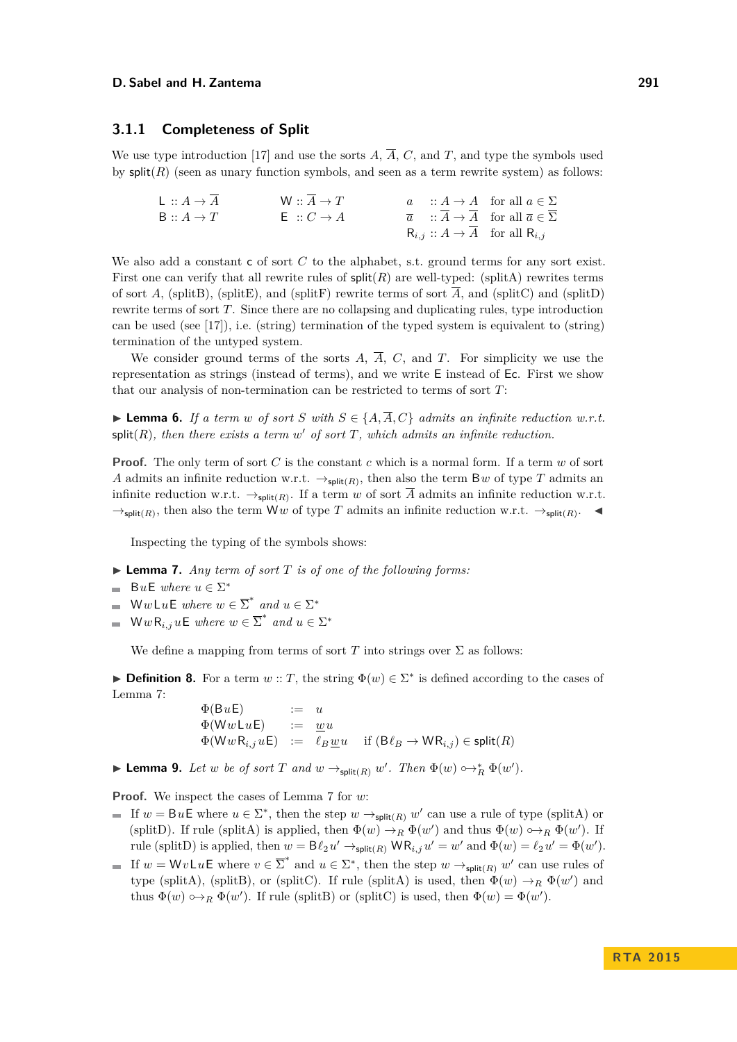### 3.1.1 Completeness of Split

We use type introduction [17] and use the sorts $A$, $\overline{A}$, $C$, and $T$, and type the symbols used by $\mathsf{split}(R)$ (seen as unary function symbols, and seen as a term rewrite system) as follows:

$$
\begin{array}{lll}
\mathsf{L} :: A \to \overline{A} & \mathsf{W} :: \overline{A} \to T & a \;\; :: A \to A \quad \text{for all } a \in \Sigma \\
\mathsf{B} :: A \to T & \mathsf{E} \;:: C \to A & \overline{a} \;\; :: \overline{A} \to \overline{A} \quad \text{for all } \overline{a} \in \overline{\Sigma} \\
 & & \mathsf{R}_{i,j} :: A \to \overline{A} \quad \text{for all } \mathsf{R}_{i,j}
\end{array}
$$

We also add a constant $\mathsf{c}$ of sort $C$ to the alphabet, s.t. ground terms for any sort exist. First one can verify that all rewrite rules of $\mathsf{split}(R)$ are well-typed: (splitA) rewrites terms of sort $A$, (splitB), (splitE), and (splitF) rewrite terms of sort $\overline{A}$, and (splitC) and (splitD) rewrite terms of sort $T$. Since there are no collapsing and duplicating rules, type introduction can be used (see [17]), i.e. (string) termination of the typed system is equivalent to (string) termination of the untyped system.

We consider ground terms of the sorts $A$, $\overline{A}$, $C$, and $T$. For simplicity we use the representation as strings (instead of terms), and we write $\mathsf{E}$ instead of $\mathsf{Ec}$. First we show that our analysis of non-termination can be restricted to terms of sort $T$:

**Lemma 6.** *If a term $w$ of sort $S$ with $S \in \{A, \overline{A}, C\}$ admits an infinite reduction w.r.t. $\mathsf{split}(R)$, then there exists a term $w'$ of sort $T$, which admits an infinite reduction.*

**Proof.** The only term of sort $C$ is the constant $c$ which is a normal form. If a term $w$ of sort $A$ admits an infinite reduction w.r.t. $\to_{\mathsf{split}(R)}$, then also the term $\mathsf{B}w$ of type $T$ admits an infinite reduction w.r.t. $\to_{\mathsf{split}(R)}$. If a term $w$ of sort $\overline{A}$ admits an infinite reduction w.r.t. $\to_{\mathsf{split}(R)}$, then also the term $\mathsf{W}w$ of type $T$ admits an infinite reduction w.r.t. $\to_{\mathsf{split}(R)}$. ◀

Inspecting the typing of the symbols shows:

**Lemma 7.** *Any term of sort $T$ is of one of the following forms:*

- $\mathsf{B}u\mathsf{E}$ *where* $u \in \Sigma^*$
- $\mathsf{W}w\mathsf{L}u\mathsf{E}$ *where* $w \in \overline{\Sigma}^*$ *and* $u \in \Sigma^*$
- $\mathsf{W}w\mathsf{R}_{i,j}u\mathsf{E}$ *where* $w \in \overline{\Sigma}^*$ *and* $u \in \Sigma^*$

We define a mapping from terms of sort $T$ into strings over $\Sigma$ as follows:

**Definition 8.** For a term $w :: T$, the string $\Phi(w) \in \Sigma^*$ is defined according to the cases of Lemma 7:

$$
\begin{array}{lll}
\Phi(\mathsf{B}u\mathsf{E}) & := & u \\
\Phi(\mathsf{W}w\mathsf{L}u\mathsf{E}) & := & \underline{w}u \\
\Phi(\mathsf{W}w\mathsf{R}_{i,j}u\mathsf{E}) & := & \ell_B\underline{w}u \quad \text{if } (\mathsf{B}\ell_B \to \mathsf{W}\mathsf{R}_{i,j}) \in \mathsf{split}(R)
\end{array}
$$

**Lemma 9.** *Let $w$ be of sort $T$ and $w \to_{\mathsf{split}(R)} w'$. Then $\Phi(w) \circ\!\!\to_R^* \Phi(w')$.*

**Proof.** We inspect the cases of Lemma 7 for $w$:

- If $w = \mathsf{B}u\mathsf{E}$ where $u \in \Sigma^*$, then the step $w \to_{\mathsf{split}(R)} w'$ can use a rule of type (splitA) or (splitD). If rule (splitA) is applied, then $\Phi(w) \to_R \Phi(w')$ and thus $\Phi(w) \circ\!\!\to_R \Phi(w')$. If rule (splitD) is applied, then $w = \mathsf{B}\ell_2 u' \to_{\mathsf{split}(R)} \mathsf{W}\mathsf{R}_{i,j}u' = w'$ and $\Phi(w) = \ell_2 u' = \Phi(w')$.
- If $w = \mathsf{W}v\mathsf{L}u\mathsf{E}$ where $v \in \overline{\Sigma}^*$ and $u \in \Sigma^*$, then the step $w \to_{\mathsf{split}(R)} w'$ can use rules of type (splitA), (splitB), or (splitC). If rule (splitA) is used, then $\Phi(w) \to_R \Phi(w')$ and thus $\Phi(w) \circ\!\!\to_R \Phi(w')$. If rule (splitB) or (splitC) is used, then $\Phi(w) = \Phi(w')$.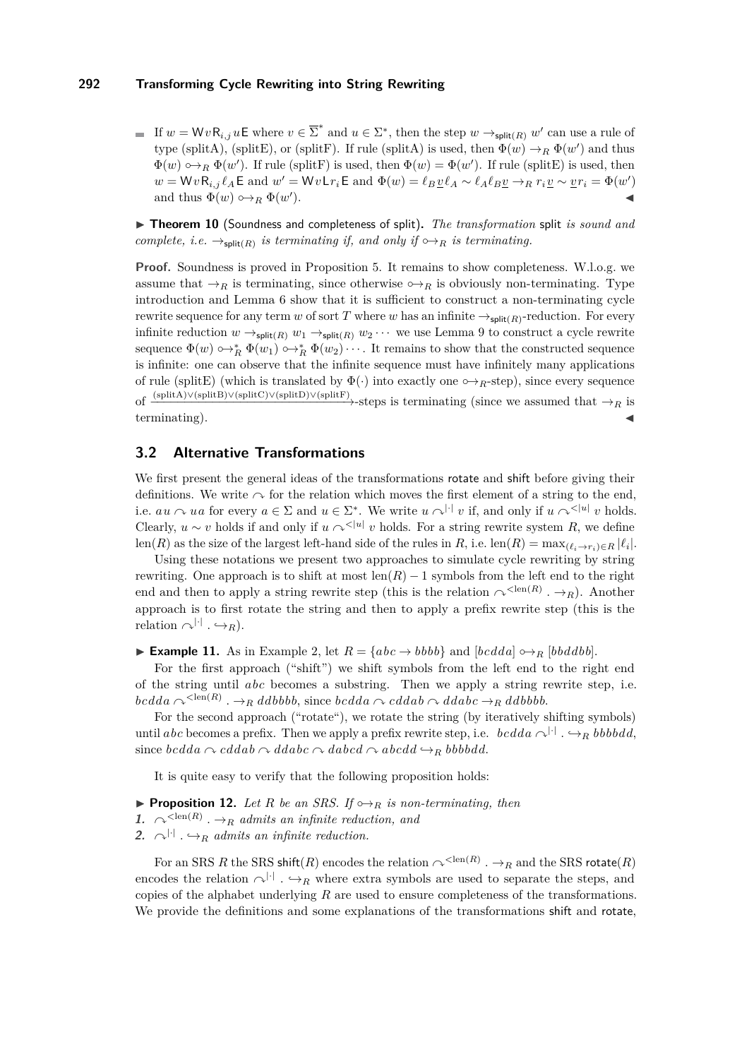- If $w = \mathsf{W} v \mathsf{R}_{i,j} u \mathsf{E}$ where $v \in \overline{\Sigma}^*$ and $u \in \Sigma^*$, then the step $w \to_{\mathsf{split}(R)} w'$ can use a rule of type (splitA), (splitE), or (splitF). If rule (splitA) is used, then $\Phi(w) \to_R \Phi(w')$ and thus $\Phi(w) \looparrowright_R \Phi(w')$. If rule (splitF) is used, then $\Phi(w) = \Phi(w')$. If rule (splitE) is used, then $w = \mathsf{W} v \mathsf{R}_{i,j} \ell_A \mathsf{E}$ and $w' = \mathsf{W} v \mathsf{L} r_i \mathsf{E}$ and $\Phi(w) = \ell_B \underline{v} \ell_A \sim \ell_A \ell_B \underline{v} \to_R r_i \underline{v} \sim \underline{v} r_i = \Phi(w')$ and thus $\Phi(w) \looparrowright_R \Phi(w')$. ◀

▶ **Theorem 10** (Soundness and completeness of split). *The transformation* split *is sound and complete, i.e.* $\to_{\mathsf{split}(R)}$ *is terminating if, and only if* $\looparrowright_R$ *is terminating.*

**Proof.** Soundness is proved in Proposition 5. It remains to show completeness. W.l.o.g. we assume that $\to_R$ is terminating, since otherwise $\looparrowright_R$ is obviously non-terminating. Type introduction and Lemma 6 show that it is sufficient to construct a non-terminating cycle rewrite sequence for any term $w$ of sort $T$ where $w$ has an infinite $\to_{\mathsf{split}(R)}$-reduction. For every infinite reduction $w \to_{\mathsf{split}(R)} w_1 \to_{\mathsf{split}(R)} w_2 \cdots$ we use Lemma 9 to construct a cycle rewrite sequence $\Phi(w) \looparrowright_R^* \Phi(w_1) \looparrowright_R^* \Phi(w_2) \cdots$. It remains to show that the constructed sequence is infinite: one can observe that the infinite sequence must have infinitely many applications of rule (splitE) (which is translated by $\Phi(\cdot)$ into exactly one $\looparrowright_R$-step), since every sequence of $\xrightarrow{(\text{splitA}) \vee (\text{splitB}) \vee (\text{splitC}) \vee (\text{splitD}) \vee (\text{splitF})}$-steps is terminating (since we assumed that $\to_R$ is terminating). ◀

## 3.2 Alternative Transformations

We first present the general ideas of the transformations rotate and shift before giving their definitions. We write $\curvearrowright$ for the relation which moves the first element of a string to the end, i.e. $a\,u \curvearrowright u\,a$ for every $a \in \Sigma$ and $u \in \Sigma^*$. We write $u \curvearrowright^{|\cdot|} v$ if, and only if $u \curvearrowright^{<|u|} v$ holds. Clearly, $u \sim v$ holds if and only if $u \curvearrowright^{<|u|} v$ holds. For a string rewrite system $R$, we define $\text{len}(R)$ as the size of the largest left-hand side of the rules in $R$, i.e. $\text{len}(R) = \max_{(\ell_i \to r_i) \in R} |\ell_i|$.

Using these notations we present two approaches to simulate cycle rewriting by string rewriting. One approach is to shift at most $\text{len}(R) - 1$ symbols from the left end to the right end and then to apply a string rewrite step (this is the relation $\curvearrowright^{<\text{len}(R)} . \to_R$). Another approach is to first rotate the string and then to apply a prefix rewrite step (this is the relation $\curvearrowright^{|\cdot|} . \hookrightarrow_R$).

▶ **Example 11.** As in Example 2, let $R = \{abc \to bbbb\}$ and $[bcdda] \looparrowright_R [bbddbb]$.

For the first approach ("shift") we shift symbols from the left end to the right end of the string until $abc$ becomes a substring. Then we apply a string rewrite step, i.e. $bcdda \curvearrowright^{<\text{len}(R)} . \to_R ddbbbb$, since $bcdda \curvearrowright cddab \curvearrowright ddabc \to_R ddbbbb$.

For the second approach ("rotate"), we rotate the string (by iteratively shifting symbols) until $abc$ becomes a prefix. Then we apply a prefix rewrite step, i.e. $bcdda \curvearrowright^{|\cdot|} . \hookrightarrow_R bbbbdd$, since $bcdda \curvearrowright cddab \curvearrowright ddabc \curvearrowright dabcd \curvearrowright abcdd \hookrightarrow_R bbbbdd$.

It is quite easy to verify that the following proposition holds:

▶ **Proposition 12.** *Let $R$ be an SRS. If $\looparrowright_R$ is non-terminating, then*
1. $\curvearrowright^{<\text{len}(R)} . \to_R$ *admits an infinite reduction, and*
2. $\curvearrowright^{|\cdot|} . \hookrightarrow_R$ *admits an infinite reduction.*

For an SRS $R$ the SRS $\mathsf{shift}(R)$ encodes the relation $\curvearrowright^{<\text{len}(R)} . \to_R$ and the SRS $\mathsf{rotate}(R)$ encodes the relation $\curvearrowright^{|\cdot|} . \hookrightarrow_R$ where extra symbols are used to separate the steps, and copies of the alphabet underlying $R$ are used to ensure completeness of the transformations. We provide the definitions and some explanations of the transformations shift and rotate,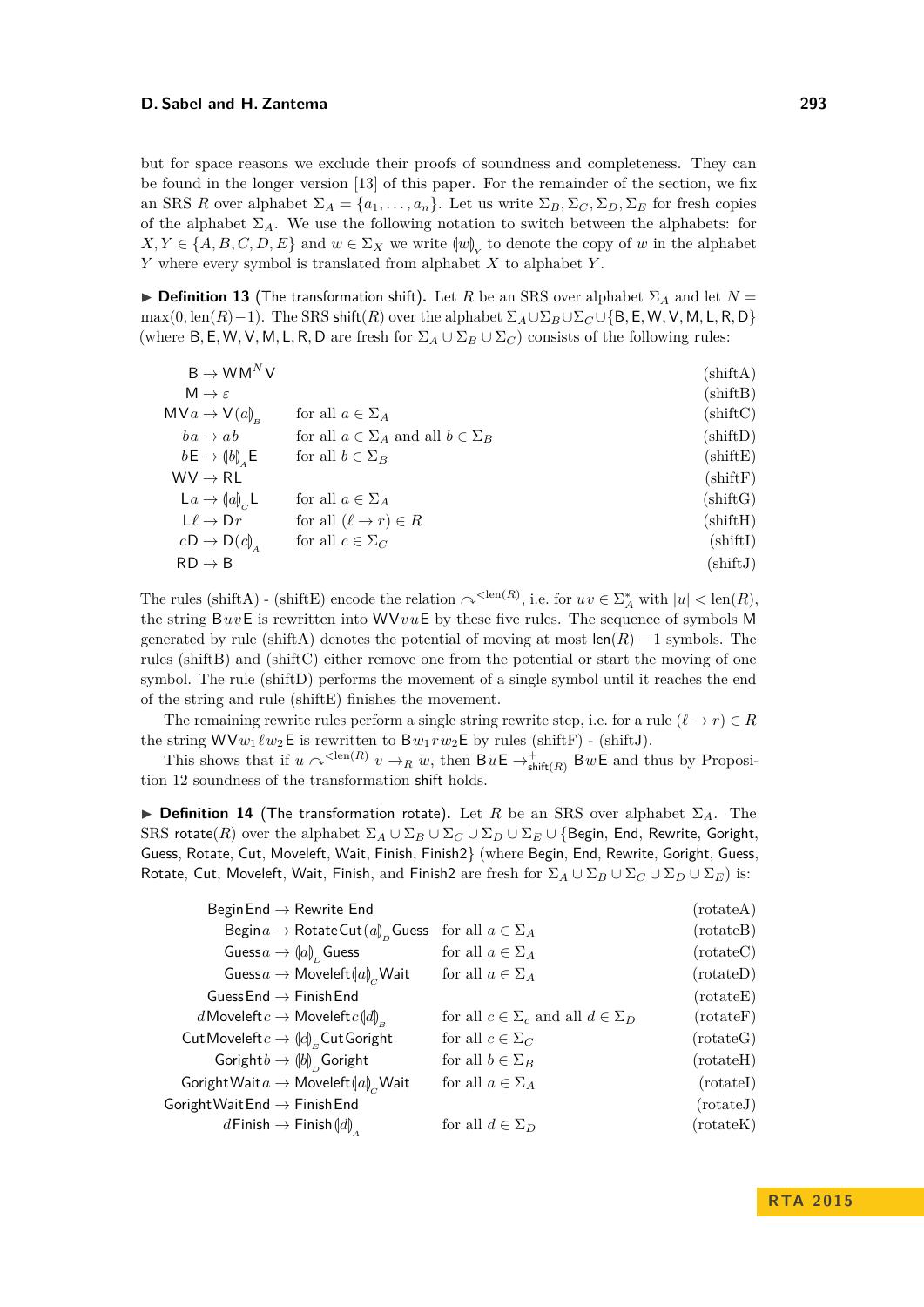but for space reasons we exclude their proofs of soundness and completeness. They can be found in the longer version [13] of this paper. For the remainder of the section, we fix an SRS $R$ over alphabet $\Sigma_A = \{a_1, \dots, a_n\}$. Let us write $\Sigma_B, \Sigma_C, \Sigma_D, \Sigma_E$ for fresh copies of the alphabet $\Sigma_A$. We use the following notation to switch between the alphabets: for $X, Y \in \{A, B, C, D, E\}$ and $w \in \Sigma_X$ we write $(\!|w|\!)_Y$ to denote the copy of $w$ in the alphabet $Y$ where every symbol is translated from alphabet $X$ to alphabet $Y$.

▶ **Definition 13** (The transformation shift). Let $R$ be an SRS over alphabet $\Sigma_A$ and let $N = \max(0, \mathrm{len}(R) - 1)$. The SRS $\mathsf{shift}(R)$ over the alphabet $\Sigma_A \cup \Sigma_B \cup \Sigma_C \cup \{\mathsf{B}, \mathsf{E}, \mathsf{W}, \mathsf{V}, \mathsf{M}, \mathsf{L}, \mathsf{R}, \mathsf{D}\}$ (where $\mathsf{B}, \mathsf{E}, \mathsf{W}, \mathsf{V}, \mathsf{M}, \mathsf{L}, \mathsf{R}, \mathsf{D}$ are fresh for $\Sigma_A \cup \Sigma_B \cup \Sigma_C$) consists of the following rules:

| | | |
|---|---|---|
| $\mathsf{B} \to \mathsf{W}\mathsf{M}^N\mathsf{V}$ | | (shiftA) |
| $\mathsf{M} \to \varepsilon$ | | (shiftB) |
| $\mathsf{M}\mathsf{V}a \to \mathsf{V}(\!|a|\!)_B$ | for all $a \in \Sigma_A$ | (shiftC) |
| $ba \to ab$ | for all $a \in \Sigma_A$ and all $b \in \Sigma_B$ | (shiftD) |
| $b\mathsf{E} \to (\!|b|\!)_A\mathsf{E}$ | for all $b \in \Sigma_B$ | (shiftE) |
| $\mathsf{W}\mathsf{V} \to \mathsf{R}\mathsf{L}$ | | (shiftF) |
| $\mathsf{L}a \to (\!|a|\!)_C\mathsf{L}$ | for all $a \in \Sigma_A$ | (shiftG) |
| $\mathsf{L}\ell \to \mathsf{D}r$ | for all $(\ell \to r) \in R$ | (shiftH) |
| $c\mathsf{D} \to \mathsf{D}(\!|c|\!)_A$ | for all $c \in \Sigma_C$ | (shiftI) |
| $\mathsf{R}\mathsf{D} \to \mathsf{B}$ | | (shiftJ) |

The rules (shiftA) - (shiftE) encode the relation $\curvearrowright^{<\mathrm{len}(R)}$, i.e. for $uv \in \Sigma_A^*$ with $|u| < \mathrm{len}(R)$, the string $\mathsf{B}uv\mathsf{E}$ is rewritten into $\mathsf{W}\mathsf{V}vu\mathsf{E}$ by these five rules. The sequence of symbols $\mathsf{M}$ generated by rule (shiftA) denotes the potential of moving at most $\mathsf{len}(R) - 1$ symbols. The rules (shiftB) and (shiftC) either remove one from the potential or start the moving of one symbol. The rule (shiftD) performs the movement of a single symbol until it reaches the end of the string and rule (shiftE) finishes the movement.

The remaining rewrite rules perform a single string rewrite step, i.e. for a rule $(\ell \to r) \in R$ the string $\mathsf{W}\mathsf{V}w_1\ell w_2\mathsf{E}$ is rewritten to $\mathsf{B}w_1rw_2\mathsf{E}$ by rules (shiftF) - (shiftJ).

This shows that if $u \curvearrowright^{<\mathrm{len}(R)} v \to_R w$, then $\mathsf{B}u\mathsf{E} \to^+_{\mathsf{shift}(R)} \mathsf{B}w\mathsf{E}$ and thus by Proposition 12 soundness of the transformation $\mathsf{shift}$ holds.

▶ **Definition 14** (The transformation rotate). Let $R$ be an SRS over alphabet $\Sigma_A$. The SRS $\mathsf{rotate}(R)$ over the alphabet $\Sigma_A \cup \Sigma_B \cup \Sigma_C \cup \Sigma_D \cup \Sigma_E \cup \{\mathsf{Begin}, \mathsf{End}, \mathsf{Rewrite}, \mathsf{Goright}, \mathsf{Guess}, \mathsf{Rotate}, \mathsf{Cut}, \mathsf{Moveleft}, \mathsf{Wait}, \mathsf{Finish}, \mathsf{Finish2}\}$ (where $\mathsf{Begin}, \mathsf{End}, \mathsf{Rewrite}, \mathsf{Goright}, \mathsf{Guess}, \mathsf{Rotate}, \mathsf{Cut}, \mathsf{Moveleft}, \mathsf{Wait}, \mathsf{Finish}$, and $\mathsf{Finish2}$ are fresh for $\Sigma_A \cup \Sigma_B \cup \Sigma_C \cup \Sigma_D \cup \Sigma_E$) is:

| | | |
|---|---|---|
| $\mathsf{Begin}\,\mathsf{End} \to \mathsf{Rewrite}\;\mathsf{End}$ | | (rotateA) |
| $\mathsf{Begin}\,a \to \mathsf{Rotate}\,\mathsf{Cut}\,(\!|a|\!)_D\,\mathsf{Guess}$ | for all $a \in \Sigma_A$ | (rotateB) |
| $\mathsf{Guess}\,a \to (\!|a|\!)_D\,\mathsf{Guess}$ | for all $a \in \Sigma_A$ | (rotateC) |
| $\mathsf{Guess}\,a \to \mathsf{Moveleft}\,(\!|a|\!)_C\,\mathsf{Wait}$ | for all $a \in \Sigma_A$ | (rotateD) |
| $\mathsf{Guess}\,\mathsf{End} \to \mathsf{Finish}\,\mathsf{End}$ | | (rotateE) |
| $d\,\mathsf{Moveleft}\,c \to \mathsf{Moveleft}\,c\,(\!|d|\!)_B$ | for all $c \in \Sigma_c$ and all $d \in \Sigma_D$ | (rotateF) |
| $\mathsf{Cut}\,\mathsf{Moveleft}\,c \to (\!|c|\!)_E\,\mathsf{Cut}\,\mathsf{Goright}$ | for all $c \in \Sigma_C$ | (rotateG) |
| $\mathsf{Goright}\,b \to (\!|b|\!)_D\,\mathsf{Goright}$ | for all $b \in \Sigma_B$ | (rotateH) |
| $\mathsf{Goright}\,\mathsf{Wait}\,a \to \mathsf{Moveleft}\,(\!|a|\!)_C\,\mathsf{Wait}$ | for all $a \in \Sigma_A$ | (rotateI) |
| $\mathsf{Goright}\,\mathsf{Wait}\,\mathsf{End} \to \mathsf{Finish}\,\mathsf{End}$ | | (rotateJ) |
| $d\,\mathsf{Finish} \to \mathsf{Finish}\,(\!|d|\!)_A$ | for all $d \in \Sigma_D$ | (rotateK) |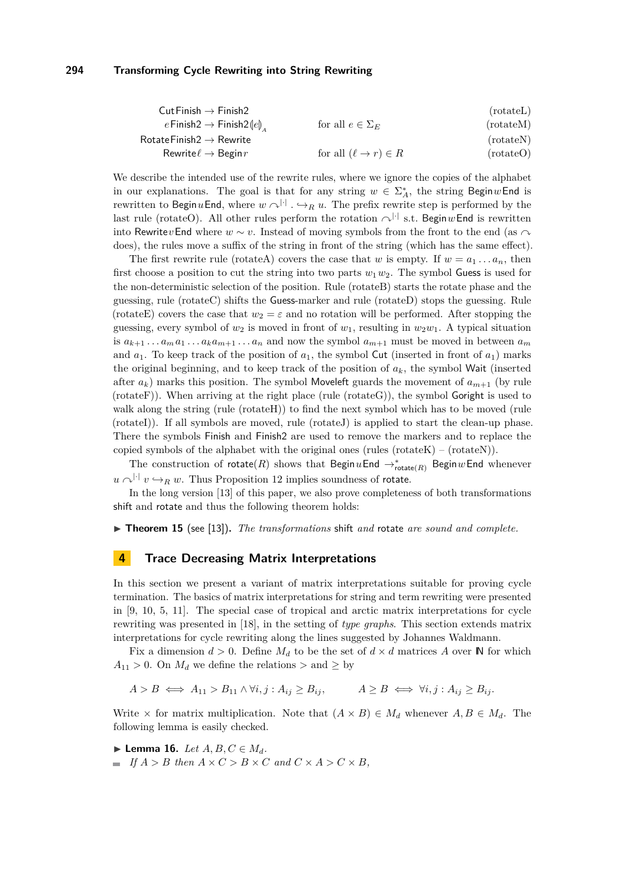$$
\begin{aligned}
&\mathsf{Cut}\,\mathsf{Finish} \to \mathsf{Finish2} && && \text{(rotateL)}\\
&e\,\mathsf{Finish2} \to \mathsf{Finish2}\,(\!|e|\!)_A && \text{for all } e \in \Sigma_E && \text{(rotateM)}\\
&\mathsf{Rotate}\,\mathsf{Finish2} \to \mathsf{Rewrite} && && \text{(rotateN)}\\
&\mathsf{Rewrite}\,\ell \to \mathsf{Begin}\,r && \text{for all } (\ell \to r) \in R && \text{(rotateO)}
\end{aligned}
$$

We describe the intended use of the rewrite rules, where we ignore the copies of the alphabet in our explanations. The goal is that for any string $w \in \Sigma_A^*$, the string $\mathsf{Begin}\,w\,\mathsf{End}$ is rewritten to $\mathsf{Begin}\,u\,\mathsf{End}$, where $w \curvearrowright^{|\cdot|} . \hookrightarrow_R u$. The prefix rewrite step is performed by the last rule (rotateO). All other rules perform the rotation $\curvearrowright^{|\cdot|}$ s.t. $\mathsf{Begin}\,w\,\mathsf{End}$ is rewritten into $\mathsf{Rewrite}\,v\,\mathsf{End}$ where $w \sim v$. Instead of moving symbols from the front to the end (as $\curvearrowright$ does), the rules move a suffix of the string in front of the string (which has the same effect).

The first rewrite rule (rotateA) covers the case that $w$ is empty. If $w = a_1 \dots a_n$, then first choose a position to cut the string into two parts $w_1 w_2$. The symbol Guess is used for the non-deterministic selection of the position. Rule (rotateB) starts the rotate phase and the guessing, rule (rotateC) shifts the Guess-marker and rule (rotateD) stops the guessing. Rule (rotateE) covers the case that $w_2 = \varepsilon$ and no rotation will be performed. After stopping the guessing, every symbol of $w_2$ is moved in front of $w_1$, resulting in $w_2 w_1$. A typical situation is $a_{k+1} \dots a_m a_1 \dots a_k a_{m+1} \dots a_n$ and now the symbol $a_{m+1}$ must be moved in between $a_m$ and $a_1$. To keep track of the position of $a_1$, the symbol Cut (inserted in front of $a_1$) marks the original beginning, and to keep track of the position of $a_k$, the symbol Wait (inserted after $a_k$) marks this position. The symbol Moveleft guards the movement of $a_{m+1}$ (by rule (rotateF)). When arriving at the right place (rule (rotateG)), the symbol Goright is used to walk along the string (rule (rotateH)) to find the next symbol which has to be moved (rule (rotateI)). If all symbols are moved, rule (rotateJ) is applied to start the clean-up phase. There the symbols Finish and Finish2 are used to remove the markers and to replace the copied symbols of the alphabet with the original ones (rules (rotateK) – (rotateN)).

The construction of $\mathsf{rotate}(R)$ shows that $\mathsf{Begin}\,u\,\mathsf{End} \to^*_{\mathsf{rotate}(R)} \mathsf{Begin}\,w\,\mathsf{End}$ whenever $u \curvearrowright^{|\cdot|} v \hookrightarrow_R w$. Thus Proposition 12 implies soundness of rotate.

In the long version [13] of this paper, we also prove completeness of both transformations shift and rotate and thus the following theorem holds:

▶ **Theorem 15** (see [13]). *The transformations* shift *and* rotate *are sound and complete.*

## 4 Trace Decreasing Matrix Interpretations

In this section we present a variant of matrix interpretations suitable for proving cycle termination. The basics of matrix interpretations for string and term rewriting were presented in [9, 10, 5, 11]. The special case of tropical and arctic matrix interpretations for cycle rewriting was presented in [18], in the setting of *type graphs*. This section extends matrix interpretations for cycle rewriting along the lines suggested by Johannes Waldmann.

Fix a dimension $d > 0$. Define $M_d$ to be the set of $d \times d$ matrices $A$ over $\mathbb{N}$ for which $A_{11} > 0$. On $M_d$ we define the relations $>$ and $\geq$ by

$$
A > B \iff A_{11} > B_{11} \wedge \forall i,j : A_{ij} \geq B_{ij}, \qquad A \geq B \iff \forall i,j : A_{ij} \geq B_{ij}.
$$

Write $\times$ for matrix multiplication. Note that $(A \times B) \in M_d$ whenever $A, B \in M_d$. The following lemma is easily checked.

▶ **Lemma 16.** *Let $A, B, C \in M_d$.*

- *If $A > B$ then $A \times C > B \times C$ and $C \times A > C \times B$,*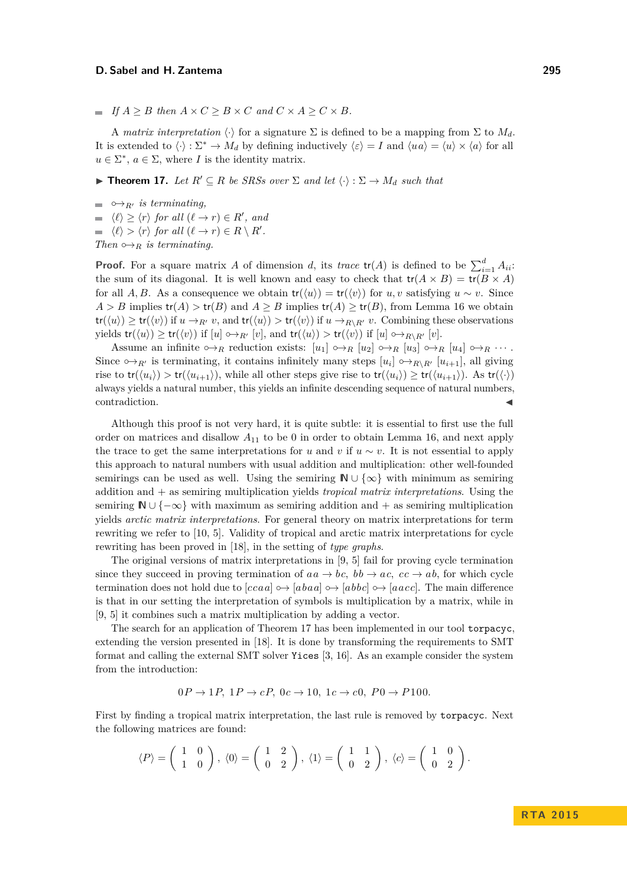- If $A \geq B$ then $A \times C \geq B \times C$ and $C \times A \geq C \times B$.

A *matrix interpretation* $\langle\cdot\rangle$ for a signature $\Sigma$ is defined to be a mapping from $\Sigma$ to $M_d$. It is extended to $\langle\cdot\rangle : \Sigma^* \to M_d$ by defining inductively $\langle\varepsilon\rangle = I$ and $\langle ua\rangle = \langle u\rangle \times \langle a\rangle$ for all $u \in \Sigma^*$, $a \in \Sigma$, where $I$ is the identity matrix.

▶ **Theorem 17.** *Let $R' \subseteq R$ be SRSs over $\Sigma$ and let $\langle\cdot\rangle : \Sigma \to M_d$ such that*

- *$\hookrightarrow_{R'}$ is terminating,*
- *$\langle\ell\rangle \geq \langle r\rangle$ for all $(\ell \to r) \in R'$, and*
- *$\langle\ell\rangle > \langle r\rangle$ for all $(\ell \to r) \in R \setminus R'$.*

*Then $\hookrightarrow_R$ is terminating.*

**Proof.** For a square matrix $A$ of dimension $d$, its *trace* $\mathsf{tr}(A)$ is defined to be $\sum_{i=1}^{d} A_{ii}$: the sum of its diagonal. It is well known and easy to check that $\mathsf{tr}(A \times B) = \mathsf{tr}(B \times A)$ for all $A, B$. As a consequence we obtain $\mathsf{tr}(\langle u\rangle) = \mathsf{tr}(\langle v\rangle)$ for $u, v$ satisfying $u \sim v$. Since $A > B$ implies $\mathsf{tr}(A) > \mathsf{tr}(B)$ and $A \geq B$ implies $\mathsf{tr}(A) \geq \mathsf{tr}(B)$, from Lemma 16 we obtain $\mathsf{tr}(\langle u\rangle) \geq \mathsf{tr}(\langle v\rangle)$ if $u \to_{R'} v$, and $\mathsf{tr}(\langle u\rangle) > \mathsf{tr}(\langle v\rangle)$ if $u \to_{R\setminus R'} v$. Combining these observations yields $\mathsf{tr}(\langle u\rangle) \geq \mathsf{tr}(\langle v\rangle)$ if $[u] \hookrightarrow_{R'} [v]$, and $\mathsf{tr}(\langle u\rangle) > \mathsf{tr}(\langle v\rangle)$ if $[u] \hookrightarrow_{R\setminus R'} [v]$.

Assume an infinite $\hookrightarrow_R$ reduction exists: $[u_1] \hookrightarrow_R [u_2] \hookrightarrow_R [u_3] \hookrightarrow_R [u_4] \hookrightarrow_R \cdots$. Since $\hookrightarrow_{R'}$ is terminating, it contains infinitely many steps $[u_i] \hookrightarrow_{R\setminus R'} [u_{i+1}]$, all giving rise to $\mathsf{tr}(\langle u_i\rangle) > \mathsf{tr}(\langle u_{i+1}\rangle)$, while all other steps give rise to $\mathsf{tr}(\langle u_i\rangle) \geq \mathsf{tr}(\langle u_{i+1}\rangle)$. As $\mathsf{tr}(\langle\cdot\rangle)$ always yields a natural number, this yields an infinite descending sequence of natural numbers, contradiction. ◀

Although this proof is not very hard, it is quite subtle: it is essential to first use the full order on matrices and disallow $A_{11}$ to be 0 in order to obtain Lemma 16, and next apply the trace to get the same interpretations for $u$ and $v$ if $u \sim v$. It is not essential to apply this approach to natural numbers with usual addition and multiplication: other well-founded semirings can be used as well. Using the semiring $\mathbb{N} \cup \{\infty\}$ with minimum as semiring addition and $+$ as semiring multiplication yields *tropical matrix interpretations*. Using the semiring $\mathbb{N} \cup \{-\infty\}$ with maximum as semiring addition and $+$ as semiring multiplication yields *arctic matrix interpretations*. For general theory on matrix interpretations for term rewriting we refer to [10, 5]. Validity of tropical and arctic matrix interpretations for cycle rewriting has been proved in [18], in the setting of *type graphs*.

The original versions of matrix interpretations in [9, 5] fail for proving cycle termination since they succeed in proving termination of $aa \to bc$, $bb \to ac$, $cc \to ab$, for which cycle termination does not hold due to $[ccaa] \hookrightarrow [abaa] \hookrightarrow [abbc] \hookrightarrow [aacc]$. The main difference is that in our setting the interpretation of symbols is multiplication by a matrix, while in [9, 5] it combines such a matrix multiplication by adding a vector.

The search for an application of Theorem 17 has been implemented in our tool `torpacyc`, extending the version presented in [18]. It is done by transforming the requirements to SMT format and calling the external SMT solver `Yices` [3, 16]. As an example consider the system from the introduction:

$$0P \to 1P,\ 1P \to cP,\ 0c \to 10,\ 1c \to c0,\ P0 \to P100.$$

First by finding a tropical matrix interpretation, the last rule is removed by `torpacyc`. Next the following matrices are found:

$$\langle P\rangle = \begin{pmatrix} 1 & 0 \\ 1 & 0 \end{pmatrix},\ \langle 0\rangle = \begin{pmatrix} 1 & 2 \\ 0 & 2 \end{pmatrix},\ \langle 1\rangle = \begin{pmatrix} 1 & 1 \\ 0 & 2 \end{pmatrix},\ \langle c\rangle = \begin{pmatrix} 1 & 0 \\ 0 & 2 \end{pmatrix}.$$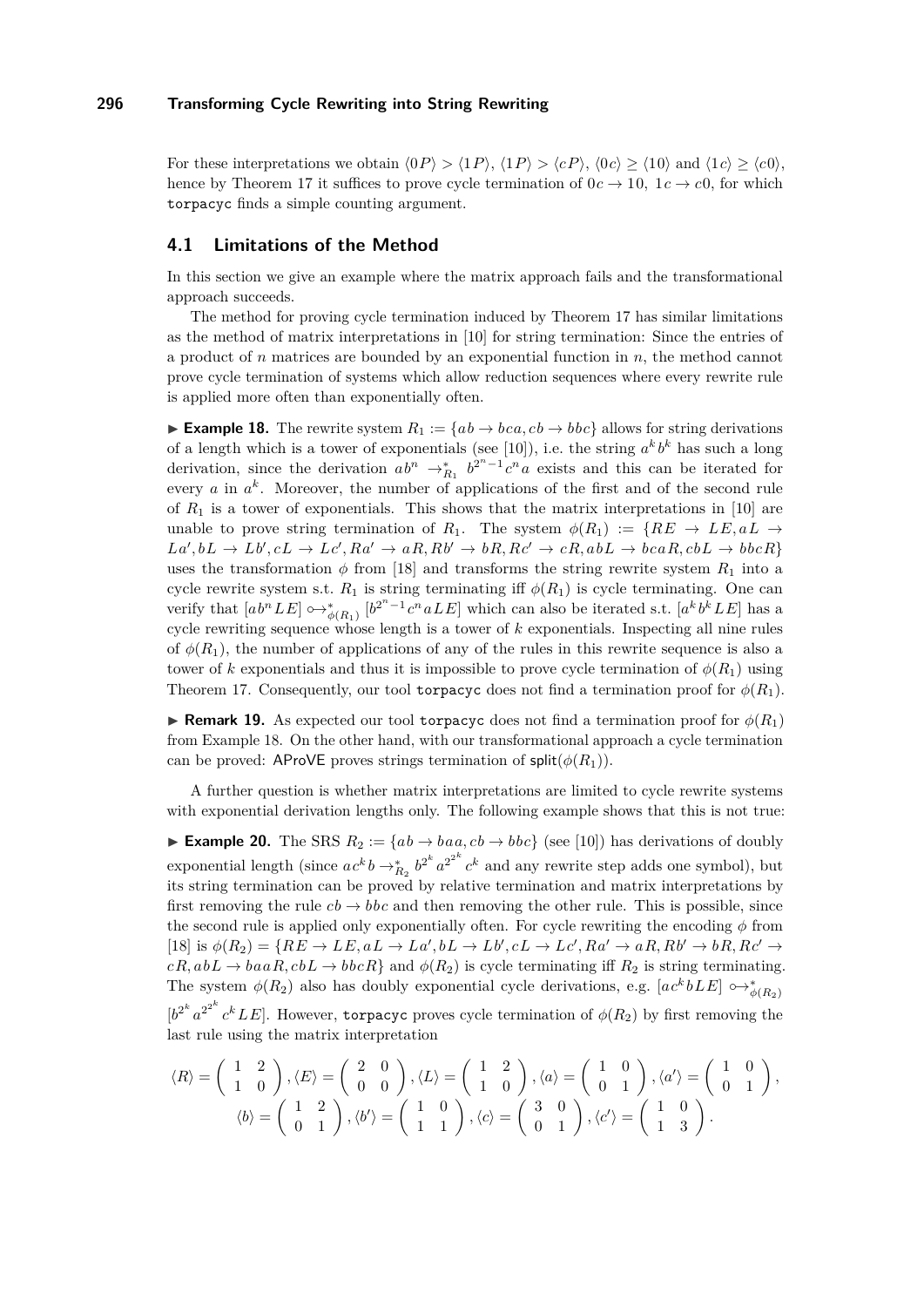For these interpretations we obtain $\langle 0P \rangle > \langle 1P \rangle$, $\langle 1P \rangle > \langle cP \rangle$, $\langle 0c \rangle \geq \langle 10 \rangle$ and $\langle 1c \rangle \geq \langle c0 \rangle$, hence by Theorem 17 it suffices to prove cycle termination of $0c \to 10,\ 1c \to c0$, for which `torpacyc` finds a simple counting argument.

## 4.1 Limitations of the Method

In this section we give an example where the matrix approach fails and the transformational approach succeeds.

The method for proving cycle termination induced by Theorem 17 has similar limitations as the method of matrix interpretations in [10] for string termination: Since the entries of a product of $n$ matrices are bounded by an exponential function in $n$, the method cannot prove cycle termination of systems which allow reduction sequences where every rewrite rule is applied more often than exponentially often.

▶ **Example 18.** The rewrite system $R_1 := \{ab \to bca, cb \to bbc\}$ allows for string derivations of a length which is a tower of exponentials (see [10]), i.e. the string $a^k b^k$ has such a long derivation, since the derivation $ab^n \to^*_{R_1} b^{2^n - 1} c^n a$ exists and this can be iterated for every $a$ in $a^k$. Moreover, the number of applications of the first and of the second rule of $R_1$ is a tower of exponentials. This shows that the matrix interpretations in [10] are unable to prove string termination of $R_1$. The system $\phi(R_1) := \{RE \to LE, aL \to La', bL \to Lb', cL \to Lc', Ra' \to aR, Rb' \to bR, Rc' \to cR, abL \to bcaR, cbL \to bbcR\}$ uses the transformation $\phi$ from [18] and transforms the string rewrite system $R_1$ into a cycle rewrite system s.t. $R_1$ is string terminating iff $\phi(R_1)$ is cycle terminating. One can verify that $[ab^n LE] \looparrowright^*_{\phi(R_1)} [b^{2^n-1} c^n aLE]$ which can also be iterated s.t. $[a^k b^k LE]$ has a cycle rewriting sequence whose length is a tower of $k$ exponentials. Inspecting all nine rules of $\phi(R_1)$, the number of applications of any of the rules in this rewrite sequence is also a tower of $k$ exponentials and thus it is impossible to prove cycle termination of $\phi(R_1)$ using Theorem 17. Consequently, our tool `torpacyc` does not find a termination proof for $\phi(R_1)$.

▶ **Remark 19.** As expected our tool `torpacyc` does not find a termination proof for $\phi(R_1)$ from Example 18. On the other hand, with our transformational approach a cycle termination can be proved: AProVE proves strings termination of $\mathsf{split}(\phi(R_1))$.

A further question is whether matrix interpretations are limited to cycle rewrite systems with exponential derivation lengths only. The following example shows that this is not true:

▶ **Example 20.** The SRS $R_2 := \{ab \to baa, cb \to bbc\}$ (see [10]) has derivations of doubly exponential length (since $ac^k b \to^*_{R_2} b^{2^k} a^{2^{2^k}} c^k$ and any rewrite step adds one symbol), but its string termination can be proved by relative termination and matrix interpretations by first removing the rule $cb \to bbc$ and then removing the other rule. This is possible, since the second rule is applied only exponentially often. For cycle rewriting the encoding $\phi$ from [18] is $\phi(R_2) = \{RE \to LE, aL \to La', bL \to Lb', cL \to Lc', Ra' \to aR, Rb' \to bR, Rc' \to cR, abL \to baaR, cbL \to bbcR\}$ and $\phi(R_2)$ is cycle terminating iff $R_2$ is string terminating. The system $\phi(R_2)$ also has doubly exponential cycle derivations, e.g. $[ac^k bLE] \looparrowright^*_{\phi(R_2)} [b^{2^k} a^{2^{2^k}} c^k LE]$. However, `torpacyc` proves cycle termination of $\phi(R_2)$ by first removing the last rule using the matrix interpretation

$$\langle R \rangle = \begin{pmatrix} 1 & 2 \\ 1 & 0 \end{pmatrix}, \langle E \rangle = \begin{pmatrix} 2 & 0 \\ 0 & 0 \end{pmatrix}, \langle L \rangle = \begin{pmatrix} 1 & 2 \\ 1 & 0 \end{pmatrix}, \langle a \rangle = \begin{pmatrix} 1 & 0 \\ 0 & 1 \end{pmatrix}, \langle a' \rangle = \begin{pmatrix} 1 & 0 \\ 0 & 1 \end{pmatrix},$$
$$\langle b \rangle = \begin{pmatrix} 1 & 2 \\ 0 & 1 \end{pmatrix}, \langle b' \rangle = \begin{pmatrix} 1 & 0 \\ 1 & 1 \end{pmatrix}, \langle c \rangle = \begin{pmatrix} 3 & 0 \\ 0 & 1 \end{pmatrix}, \langle c' \rangle = \begin{pmatrix} 1 & 0 \\ 1 & 3 \end{pmatrix}.$$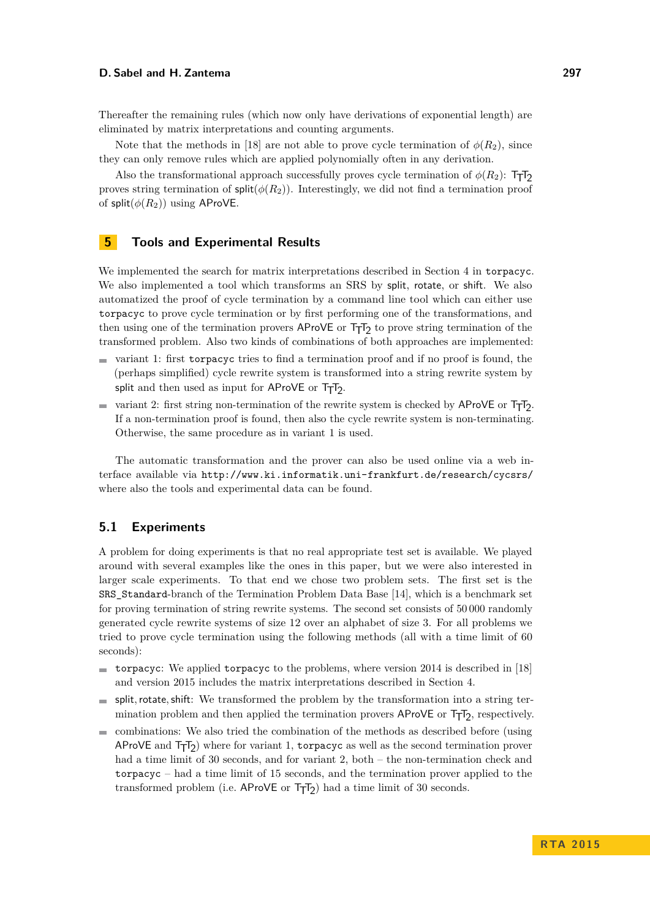Thereafter the remaining rules (which now only have derivations of exponential length) are eliminated by matrix interpretations and counting arguments.

Note that the methods in [18] are not able to prove cycle termination of $\phi(R_2)$, since they can only remove rules which are applied polynomially often in any derivation.

Also the transformational approach successfully proves cycle termination of $\phi(R_2)$: $\mathsf{T_TT_2}$ proves string termination of $\mathsf{split}(\phi(R_2))$. Interestingly, we did not find a termination proof of $\mathsf{split}(\phi(R_2))$ using AProVE.

## 5 Tools and Experimental Results

We implemented the search for matrix interpretations described in Section 4 in `torpacyc`. We also implemented a tool which transforms an SRS by split, rotate, or shift. We also automatized the proof of cycle termination by a command line tool which can either use `torpacyc` to prove cycle termination or by first performing one of the transformations, and then using one of the termination provers AProVE or $\mathsf{T_TT_2}$ to prove string termination of the transformed problem. Also two kinds of combinations of both approaches are implemented:

- variant 1: first `torpacyc` tries to find a termination proof and if no proof is found, the (perhaps simplified) cycle rewrite system is transformed into a string rewrite system by split and then used as input for AProVE or $\mathsf{T_TT_2}$.
- variant 2: first string non-termination of the rewrite system is checked by AProVE or $\mathsf{T_TT_2}$. If a non-termination proof is found, then also the cycle rewrite system is non-terminating. Otherwise, the same procedure as in variant 1 is used.

The automatic transformation and the prover can also be used online via a web interface available via `http://www.ki.informatik.uni-frankfurt.de/research/cycsrs/` where also the tools and experimental data can be found.

### 5.1 Experiments

A problem for doing experiments is that no real appropriate test set is available. We played around with several examples like the ones in this paper, but we were also interested in larger scale experiments. To that end we chose two problem sets. The first set is the `SRS_Standard`-branch of the Termination Problem Data Base [14], which is a benchmark set for proving termination of string rewrite systems. The second set consists of 50 000 randomly generated cycle rewrite systems of size 12 over an alphabet of size 3. For all problems we tried to prove cycle termination using the following methods (all with a time limit of 60 seconds):

- `torpacyc`: We applied `torpacyc` to the problems, where version 2014 is described in [18] and version 2015 includes the matrix interpretations described in Section 4.
- split, rotate, shift: We transformed the problem by the transformation into a string termination problem and then applied the termination provers AProVE or $\mathsf{T_TT_2}$, respectively.
- combinations: We also tried the combination of the methods as described before (using AProVE and $\mathsf{T_TT_2}$) where for variant 1, `torpacyc` as well as the second termination prover had a time limit of 30 seconds, and for variant 2, both – the non-termination check and `torpacyc` – had a time limit of 15 seconds, and the termination prover applied to the transformed problem (i.e. AProVE or $\mathsf{T_TT_2}$) had a time limit of 30 seconds.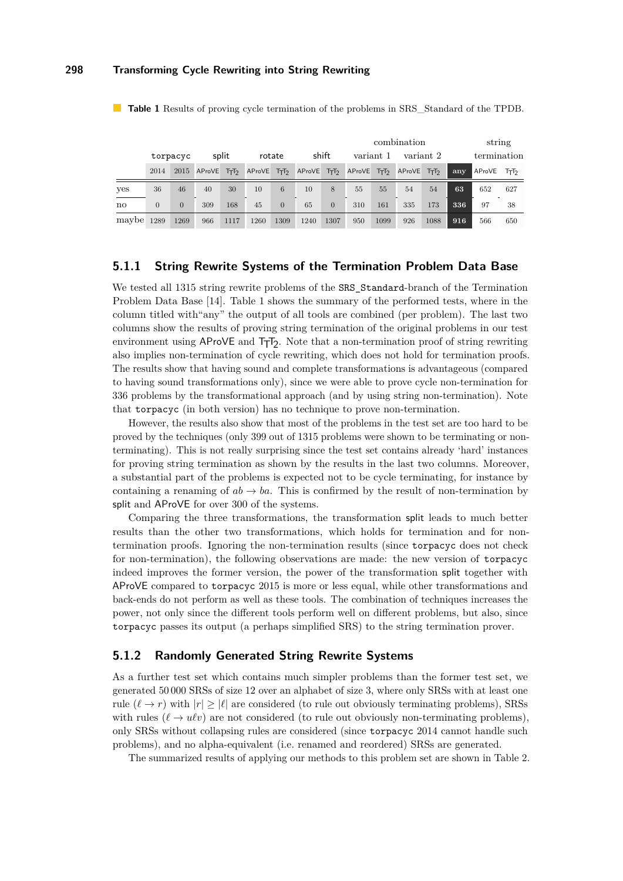**Table 1** Results of proving cycle termination of the problems in SRS_Standard of the TPDB.

| | torpacyc | | split | | rotate | | shift | | combination | | | | | string termination | |
|---|---|---|---|---|---|---|---|---|---|---|---|---|---|---|---|
| | | | | | | | | | variant 1 | | variant 2 | | | | |
| | 2014 | 2015 | AProVE | $T_TT_2$ | AProVE | $T_TT_2$ | AProVE | $T_TT_2$ | AProVE | $T_TT_2$ | AProVE | $T_TT_2$ | **any** | AProVE | $T_TT_2$ |
| yes | 36 | 46 | 40 | 30 | 10 | 6 | 10 | 8 | 55 | 55 | 54 | 54 | **63** | 652 | 627 |
| no | 0 | 0 | 309 | 168 | 45 | 0 | 65 | 0 | 310 | 161 | 335 | 173 | **336** | 97 | 38 |
| maybe | 1289 | 1269 | 966 | 1117 | 1260 | 1309 | 1240 | 1307 | 950 | 1099 | 926 | 1088 | **916** | 566 | 650 |

### 5.1.1 String Rewrite Systems of the Termination Problem Data Base

We tested all 1315 string rewrite problems of the SRS_Standard-branch of the Termination Problem Data Base [14]. Table 1 shows the summary of the performed tests, where in the column titled with"any" the output of all tools are combined (per problem). The last two columns show the results of proving string termination of the original problems in our test environment using AProVE and $T_TT_2$. Note that a non-termination proof of string rewriting also implies non-termination of cycle rewriting, which does not hold for termination proofs. The results show that having sound and complete transformations is advantageous (compared to having sound transformations only), since we were able to prove cycle non-termination for 336 problems by the transformational approach (and by using string non-termination). Note that torpacyc (in both version) has no technique to prove non-termination.

However, the results also show that most of the problems in the test set are too hard to be proved by the techniques (only 399 out of 1315 problems were shown to be terminating or non-terminating). This is not really surprising since the test set contains already 'hard' instances for proving string termination as shown by the results in the last two columns. Moreover, a substantial part of the problems is expected not to be cycle terminating, for instance by containing a renaming of $ab \to ba$. This is confirmed by the result of non-termination by split and AProVE for over 300 of the systems.

Comparing the three transformations, the transformation split leads to much better results than the other two transformations, which holds for termination and for non-termination proofs. Ignoring the non-termination results (since torpacyc does not check for non-termination), the following observations are made: the new version of torpacyc indeed improves the former version, the power of the transformation split together with AProVE compared to torpacyc 2015 is more or less equal, while other transformations and back-ends do not perform as well as these tools. The combination of techniques increases the power, not only since the different tools perform well on different problems, but also, since torpacyc passes its output (a perhaps simplified SRS) to the string termination prover.

### 5.1.2 Randomly Generated String Rewrite Systems

As a further test set which contains much simpler problems than the former test set, we generated 50 000 SRSs of size 12 over an alphabet of size 3, where only SRSs with at least one rule $(\ell \to r)$ with $|r| \geq |\ell|$ are considered (to rule out obviously terminating problems), SRSs with rules $(\ell \to u\ell v)$ are not considered (to rule out obviously non-terminating problems), only SRSs without collapsing rules are considered (since torpacyc 2014 cannot handle such problems), and no alpha-equivalent (i.e. renamed and reordered) SRSs are generated.

The summarized results of applying our methods to this problem set are shown in Table 2.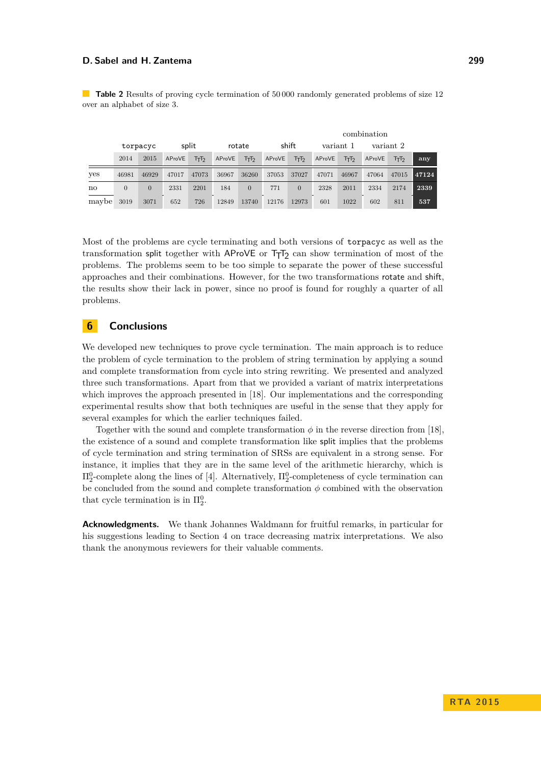**Table 2** Results of proving cycle termination of 50 000 randomly generated problems of size 12 over an alphabet of size 3.

| | torpacyc | | split | | rotate | | shift | | combination variant 1 | | combination variant 2 | | |
|---|---|---|---|---|---|---|---|---|---|---|---|---|---|
| | 2014 | 2015 | AProVE | $\mathsf{T_TT_2}$ | AProVE | $\mathsf{T_TT_2}$ | AProVE | $\mathsf{T_TT_2}$ | AProVE | $\mathsf{T_TT_2}$ | AProVE | $\mathsf{T_TT_2}$ | **any** |
| yes | 46981 | 46929 | 47017 | 47073 | 36967 | 36260 | 37053 | 37027 | 47071 | 46967 | 47064 | 47015 | **47124** |
| no | 0 | 0 | 2331 | 2201 | 184 | 0 | 771 | 0 | 2328 | 2011 | 2334 | 2174 | **2339** |
| maybe | 3019 | 3071 | 652 | 726 | 12849 | 13740 | 12176 | 12973 | 601 | 1022 | 602 | 811 | **537** |

Most of the problems are cycle terminating and both versions of torpacyc as well as the transformation split together with AProVE or $\mathsf{T_TT_2}$ can show termination of most of the problems. The problems seem to be too simple to separate the power of these successful approaches and their combinations. However, for the two transformations rotate and shift, the results show their lack in power, since no proof is found for roughly a quarter of all problems.

## 6 Conclusions

We developed new techniques to prove cycle termination. The main approach is to reduce the problem of cycle termination to the problem of string termination by applying a sound and complete transformation from cycle into string rewriting. We presented and analyzed three such transformations. Apart from that we provided a variant of matrix interpretations which improves the approach presented in [18]. Our implementations and the corresponding experimental results show that both techniques are useful in the sense that they apply for several examples for which the earlier techniques failed.

Together with the sound and complete transformation $\phi$ in the reverse direction from [18], the existence of a sound and complete transformation like split implies that the problems of cycle termination and string termination of SRSs are equivalent in a strong sense. For instance, it implies that they are in the same level of the arithmetic hierarchy, which is $\Pi^0_2$-complete along the lines of [4]. Alternatively, $\Pi^0_2$-completeness of cycle termination can be concluded from the sound and complete transformation $\phi$ combined with the observation that cycle termination is in $\Pi^0_2$.

**Acknowledgments.** We thank Johannes Waldmann for fruitful remarks, in particular for his suggestions leading to Section 4 on trace decreasing matrix interpretations. We also thank the anonymous reviewers for their valuable comments.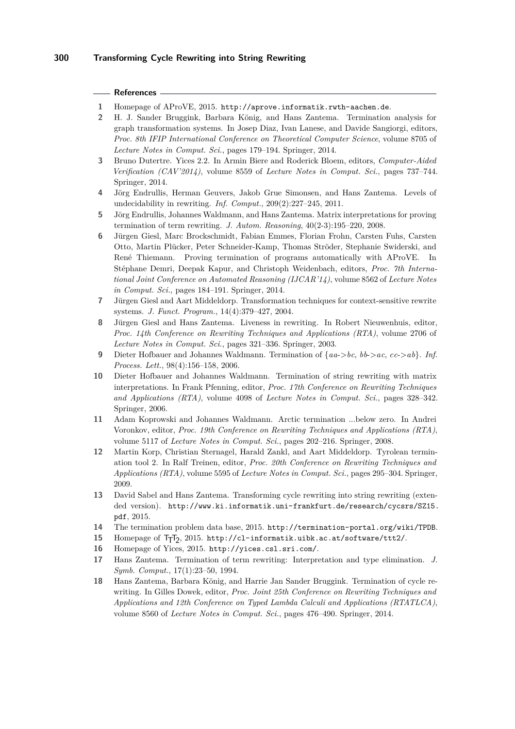## References

1. Homepage of AProVE, 2015. http://aprove.informatik.rwth-aachen.de.
2. H. J. Sander Bruggink, Barbara König, and Hans Zantema. Termination analysis for graph transformation systems. In Josep Diaz, Ivan Lanese, and Davide Sangiorgi, editors, *Proc. 8th IFIP International Conference on Theoretical Computer Science*, volume 8705 of *Lecture Notes in Comput. Sci.*, pages 179–194. Springer, 2014.
3. Bruno Dutertre. Yices 2.2. In Armin Biere and Roderick Bloem, editors, *Computer-Aided Verification (CAV'2014)*, volume 8559 of *Lecture Notes in Comput. Sci.*, pages 737–744. Springer, 2014.
4. Jörg Endrullis, Herman Geuvers, Jakob Grue Simonsen, and Hans Zantema. Levels of undecidability in rewriting. *Inf. Comput.*, 209(2):227–245, 2011.
5. Jörg Endrullis, Johannes Waldmann, and Hans Zantema. Matrix interpretations for proving termination of term rewriting. *J. Autom. Reasoning*, 40(2-3):195–220, 2008.
6. Jürgen Giesl, Marc Brockschmidt, Fabian Emmes, Florian Frohn, Carsten Fuhs, Carsten Otto, Martin Plücker, Peter Schneider-Kamp, Thomas Ströder, Stephanie Swiderski, and René Thiemann. Proving termination of programs automatically with AProVE. In Stéphane Demri, Deepak Kapur, and Christoph Weidenbach, editors, *Proc. 7th International Joint Conference on Automated Reasoning (IJCAR'14)*, volume 8562 of *Lecture Notes in Comput. Sci.*, pages 184–191. Springer, 2014.
7. Jürgen Giesl and Aart Middeldorp. Transformation techniques for context-sensitive rewrite systems. *J. Funct. Program.*, 14(4):379–427, 2004.
8. Jürgen Giesl and Hans Zantema. Liveness in rewriting. In Robert Nieuwenhuis, editor, *Proc. 14th Conference on Rewriting Techniques and Applications (RTA)*, volume 2706 of *Lecture Notes in Comput. Sci.*, pages 321–336. Springer, 2003.
9. Dieter Hofbauer and Johannes Waldmann. Termination of $\{aa\text{->}bc, bb\text{->}ac, cc\text{->}ab\}$. *Inf. Process. Lett.*, 98(4):156–158, 2006.
10. Dieter Hofbauer and Johannes Waldmann. Termination of string rewriting with matrix interpretations. In Frank Pfenning, editor, *Proc. 17th Conference on Rewriting Techniques and Applications (RTA)*, volume 4098 of *Lecture Notes in Comput. Sci.*, pages 328–342. Springer, 2006.
11. Adam Koprowski and Johannes Waldmann. Arctic termination ...below zero. In Andrei Voronkov, editor, *Proc. 19th Conference on Rewriting Techniques and Applications (RTA)*, volume 5117 of *Lecture Notes in Comput. Sci.*, pages 202–216. Springer, 2008.
12. Martin Korp, Christian Sternagel, Harald Zankl, and Aart Middeldorp. Tyrolean termination tool 2. In Ralf Treinen, editor, *Proc. 20th Conference on Rewriting Techniques and Applications (RTA)*, volume 5595 of *Lecture Notes in Comput. Sci.*, pages 295–304. Springer, 2009.
13. David Sabel and Hans Zantema. Transforming cycle rewriting into string rewriting (extended version). http://www.ki.informatik.uni-frankfurt.de/research/cycsrs/SZ15.pdf, 2015.
14. The termination problem data base, 2015. http://termination-portal.org/wiki/TPDB.
15. Homepage of $\mathsf{T_TT_2}$, 2015. http://cl-informatik.uibk.ac.at/software/ttt2/.
16. Homepage of Yices, 2015. http://yices.csl.sri.com/.
17. Hans Zantema. Termination of term rewriting: Interpretation and type elimination. *J. Symb. Comput.*, 17(1):23–50, 1994.
18. Hans Zantema, Barbara König, and Harrie Jan Sander Bruggink. Termination of cycle rewriting. In Gilles Dowek, editor, *Proc. Joint 25th Conference on Rewriting Techniques and Applications and 12th Conference on Typed Lambda Calculi and Applications (RTATLCA)*, volume 8560 of *Lecture Notes in Comput. Sci.*, pages 476–490. Springer, 2014.